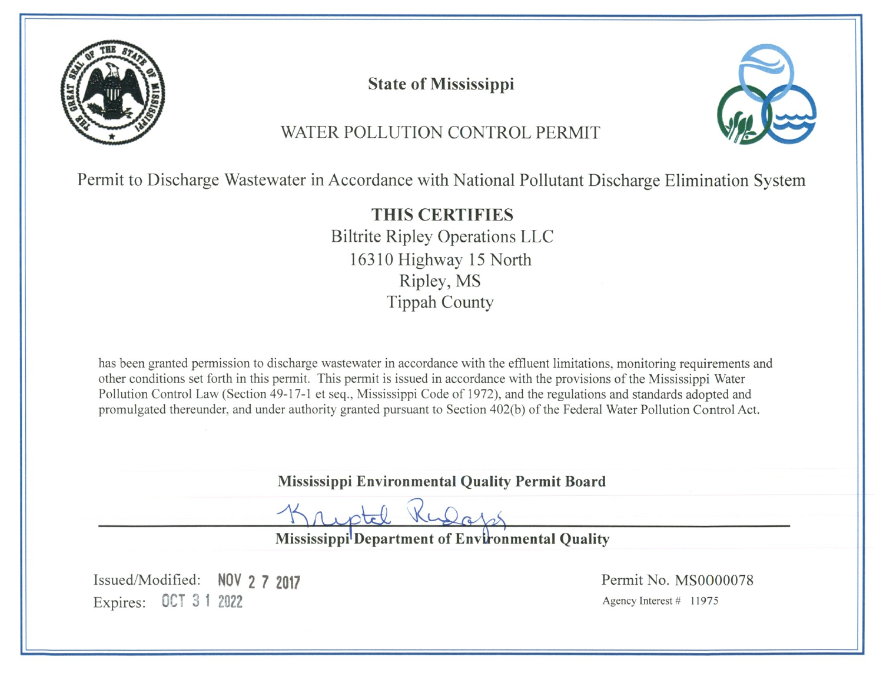# State of Mississippi

## WATER POLLUTION CONTROL PERMIT

Permit to Discharge Wastewater in Accordance with National Pollutant Discharge Elimination System

**THIS CERTIFIES**

Biltrite Ripley Operations LLC
16310 Highway 15 North
Ripley, MS
Tippah County

has been granted permission to discharge wastewater in accordance with the effluent limitations, monitoring requirements and other conditions set forth in this permit. This permit is issued in accordance with the provisions of the Mississippi Water Pollution Control Law (Section 49-17-1 et seq., Mississippi Code of 1972), and the regulations and standards adopted and promulgated thereunder, and under authority granted pursuant to Section 402(b) of the Federal Water Pollution Control Act.

**Mississippi Environmental Quality Permit Board**

Krystal Rudolph

**Mississippi Department of Environmental Quality**

Issued/Modified: NOV 27 2017
Expires: OCT 31 2022

Permit No. MS0000078
Agency Interest # 11975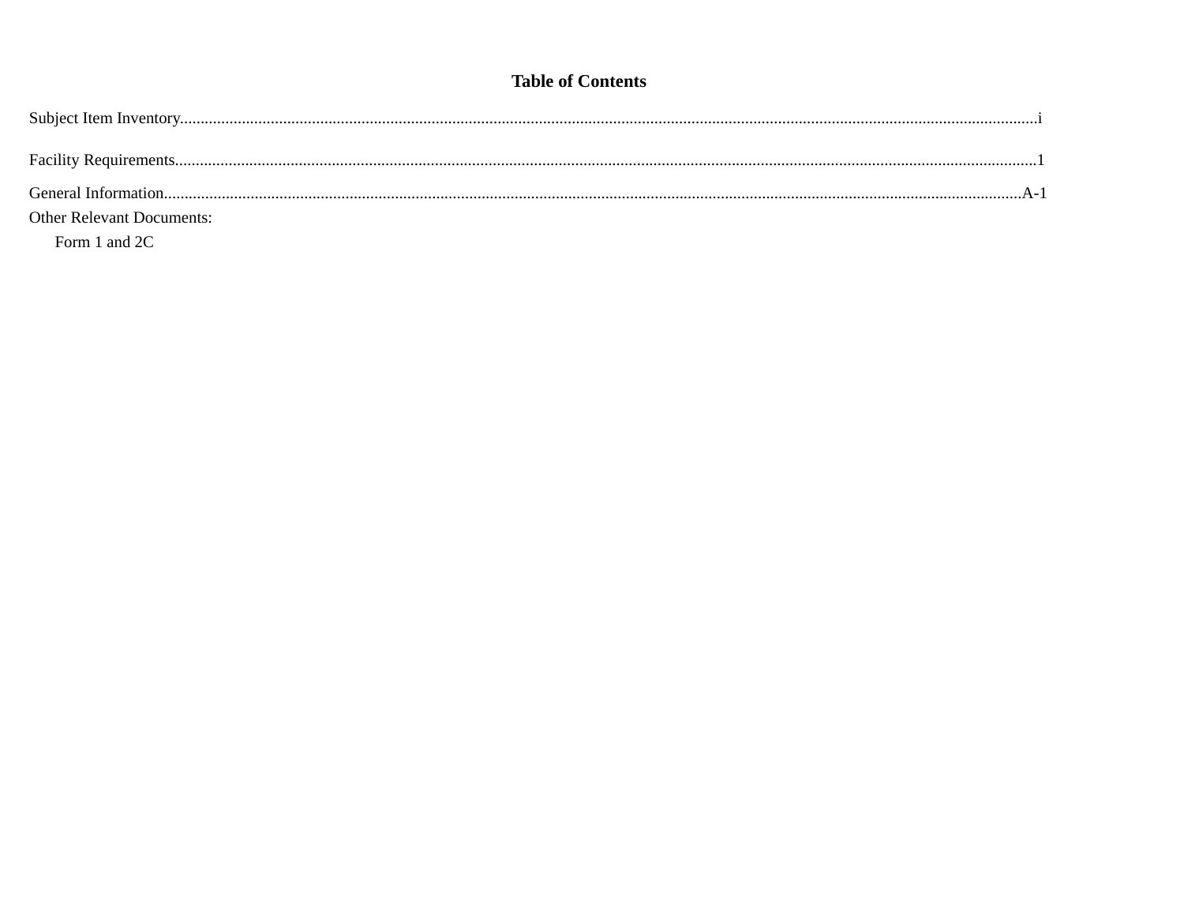# Table of Contents

Subject Item Inventory............................................................................................................i

Facility Requirements............................................................................................................1

General Information............................................................................................................A-1

Other Relevant Documents:

Form 1 and 2C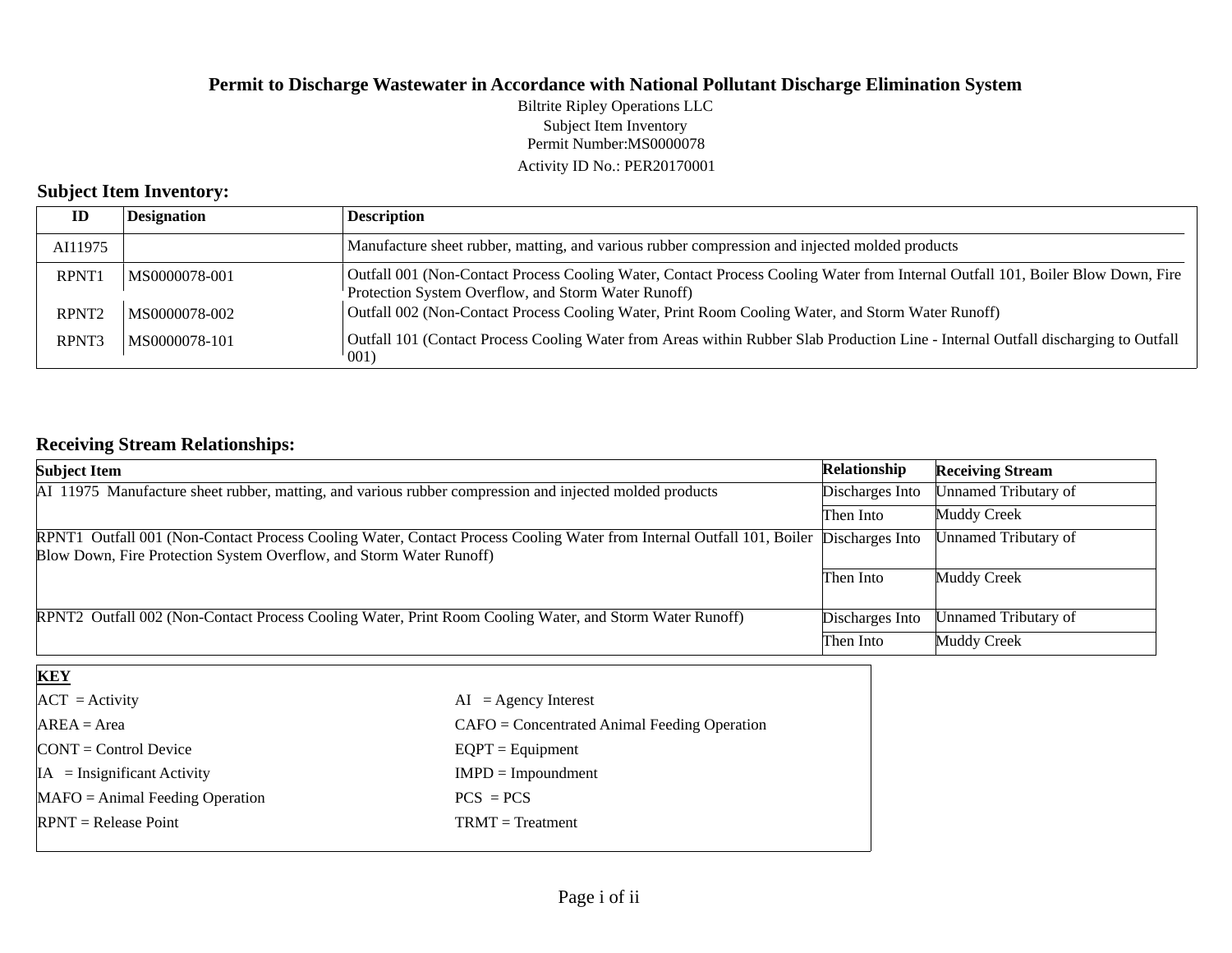**Permit to Discharge Wastewater in Accordance with National Pollutant Discharge Elimination System**

Biltrite Ripley Operations LLC
Subject Item Inventory
Permit Number:MS0000078
Activity ID No.: PER20170001

## Subject Item Inventory:

| ID | Designation | Description |
|---|---|---|
| AI11975 | | Manufacture sheet rubber, matting, and various rubber compression and injected molded products |
| RPNT1 | MS0000078-001 | Outfall 001 (Non-Contact Process Cooling Water, Contact Process Cooling Water from Internal Outfall 101, Boiler Blow Down, Fire Protection System Overflow, and Storm Water Runoff) |
| RPNT2 | MS0000078-002 | Outfall 002 (Non-Contact Process Cooling Water, Print Room Cooling Water, and Storm Water Runoff) |
| RPNT3 | MS0000078-101 | Outfall 101 (Contact Process Cooling Water from Areas within Rubber Slab Production Line - Internal Outfall discharging to Outfall 001) |

## Receiving Stream Relationships:

| Subject Item | Relationship | Receiving Stream |
|---|---|---|
| AI 11975 Manufacture sheet rubber, matting, and various rubber compression and injected molded products | Discharges Into | Unnamed Tributary of |
| | Then Into | Muddy Creek |
| RPNT1 Outfall 001 (Non-Contact Process Cooling Water, Contact Process Cooling Water from Internal Outfall 101, Boiler Blow Down, Fire Protection System Overflow, and Storm Water Runoff) | Discharges Into | Unnamed Tributary of |
| | Then Into | Muddy Creek |
| RPNT2 Outfall 002 (Non-Contact Process Cooling Water, Print Room Cooling Water, and Storm Water Runoff) | Discharges Into | Unnamed Tributary of |
| | Then Into | Muddy Creek |

| **KEY** | |
|---|---|
| ACT = Activity | AI = Agency Interest |
| AREA = Area | CAFO = Concentrated Animal Feeding Operation |
| CONT = Control Device | EQPT = Equipment |
| IA = Insignificant Activity | IMPD = Impoundment |
| MAFO = Animal Feeding Operation | PCS = PCS |
| RPNT = Release Point | TRMT = Treatment |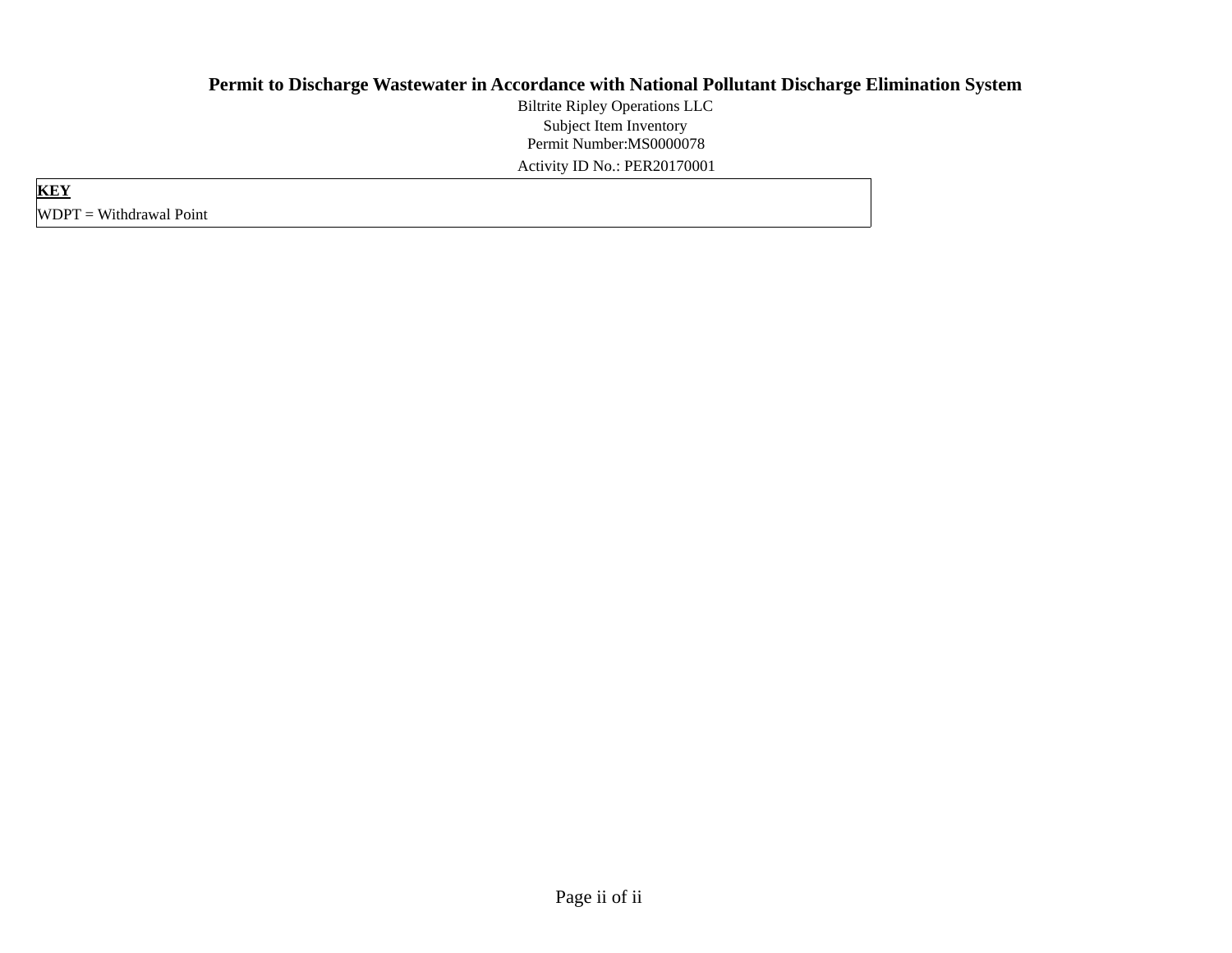# Permit to Discharge Wastewater in Accordance with National Pollutant Discharge Elimination System

Biltrite Ripley Operations LLC

Subject Item Inventory

Permit Number:MS0000078

Activity ID No.: PER20170001

| **KEY** |
| --- |
| WDPT = Withdrawal Point |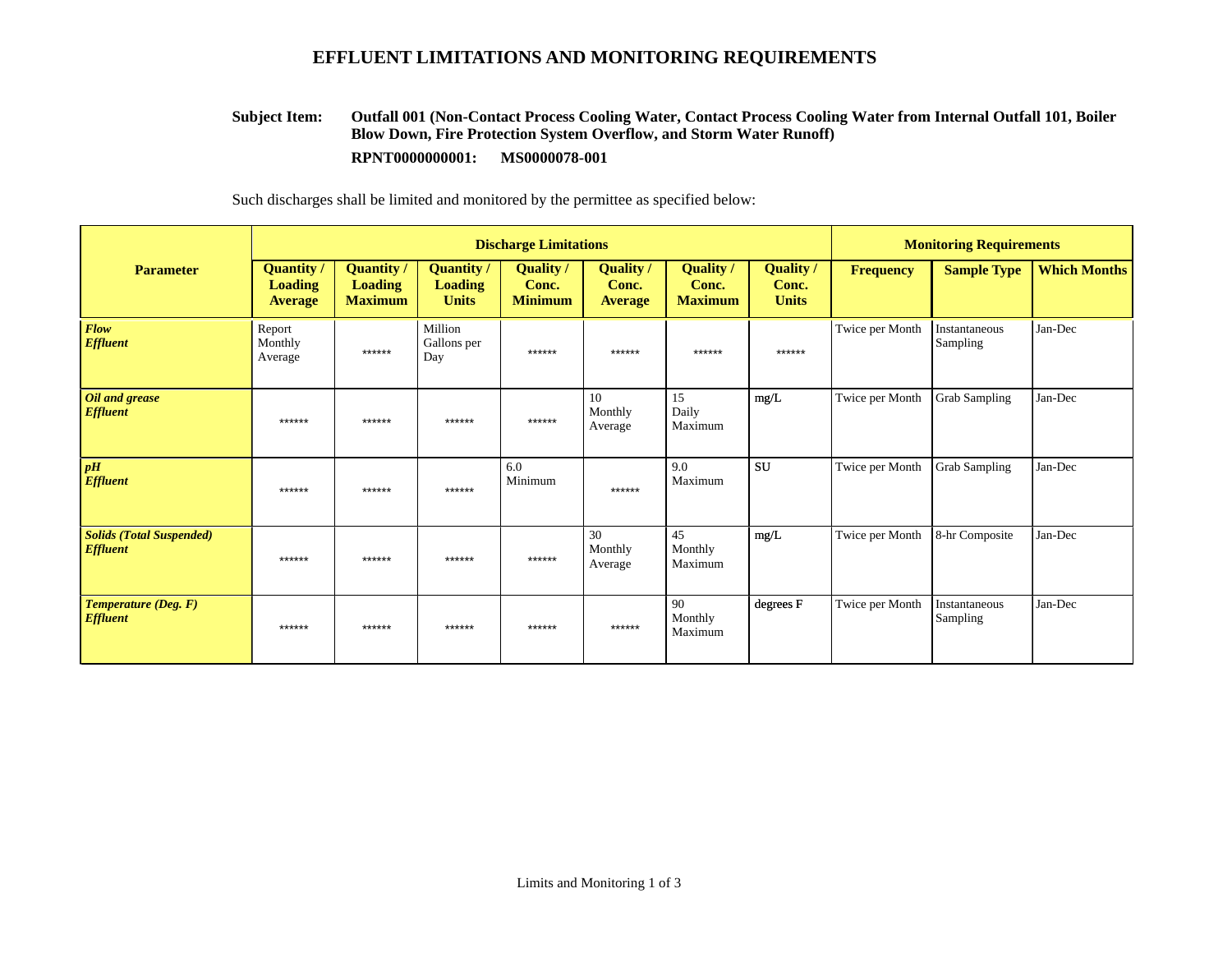# EFFLUENT LIMITATIONS AND MONITORING REQUIREMENTS

**Subject Item:** **Outfall 001 (Non-Contact Process Cooling Water, Contact Process Cooling Water from Internal Outfall 101, Boiler Blow Down, Fire Protection System Overflow, and Storm Water Runoff)**

**RPNT0000000001: MS0000078-001**

Such discharges shall be limited and monitored by the permittee as specified below:

| Parameter | Discharge Limitations | | | | | | | Monitoring Requirements | | |
|---|---|---|---|---|---|---|---|---|---|---|
| | Quantity / Loading Average | Quantity / Loading Maximum | Quantity / Loading Units | Quality / Conc. Minimum | Quality / Conc. Average | Quality / Conc. Maximum | Quality / Conc. Units | Frequency | Sample Type | Which Months |
| ***Flow Effluent*** | Report Monthly Average | ****** | Million Gallons per Day | ****** | ****** | ****** | ****** | Twice per Month | Instantaneous Sampling | Jan-Dec |
| ***Oil and grease Effluent*** | ****** | ****** | ****** | ****** | 10 Monthly Average | 15 Daily Maximum | mg/L | Twice per Month | Grab Sampling | Jan-Dec |
| ***pH Effluent*** | ****** | ****** | ****** | 6.0 Minimum | ****** | 9.0 Maximum | SU | Twice per Month | Grab Sampling | Jan-Dec |
| ***Solids (Total Suspended) Effluent*** | ****** | ****** | ****** | ****** | 30 Monthly Average | 45 Monthly Maximum | mg/L | Twice per Month | 8-hr Composite | Jan-Dec |
| ***Temperature (Deg. F) Effluent*** | ****** | ****** | ****** | ****** | ****** | 90 Monthly Maximum | degrees F | Twice per Month | Instantaneous Sampling | Jan-Dec |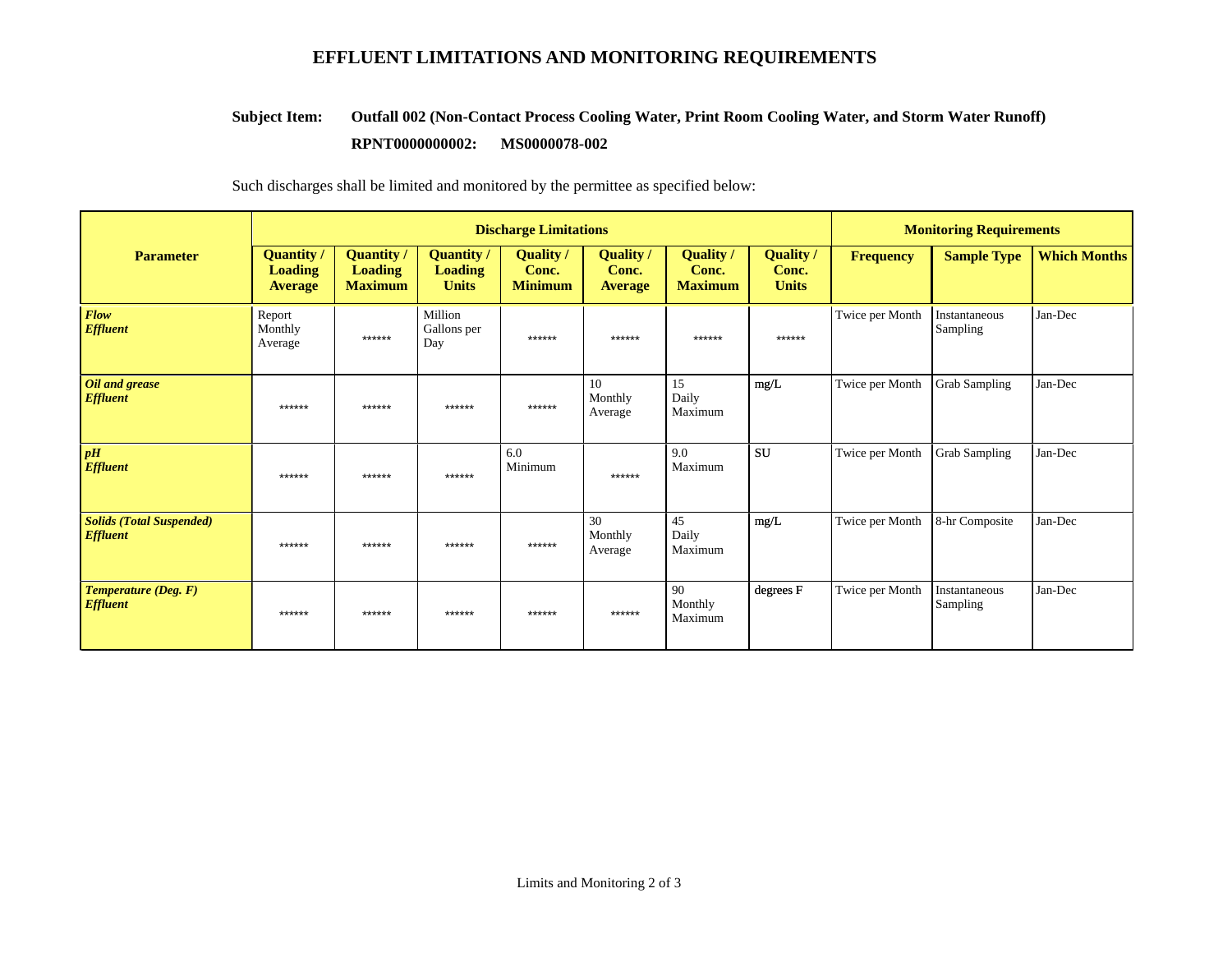# EFFLUENT LIMITATIONS AND MONITORING REQUIREMENTS

**Subject Item:** **Outfall 002 (Non-Contact Process Cooling Water, Print Room Cooling Water, and Storm Water Runoff)**

**RPNT0000000002: MS0000078-002**

Such discharges shall be limited and monitored by the permittee as specified below:

| Parameter | Discharge Limitations | | | | | | | Monitoring Requirements | | |
|---|---|---|---|---|---|---|---|---|---|---|
| | **Quantity / Loading Average** | **Quantity / Loading Maximum** | **Quantity / Loading Units** | **Quality / Conc. Minimum** | **Quality / Conc. Average** | **Quality / Conc. Maximum** | **Quality / Conc. Units** | **Frequency** | **Sample Type** | **Which Months** |
| ***Flow*** ***Effluent*** | Report Monthly Average | ****** | Million Gallons per Day | ****** | ****** | ****** | ****** | Twice per Month | Instantaneous Sampling | Jan-Dec |
| ***Oil and grease*** ***Effluent*** | ****** | ****** | ****** | ****** | 10 Monthly Average | 15 Daily Maximum | mg/L | Twice per Month | Grab Sampling | Jan-Dec |
| ***pH*** ***Effluent*** | ****** | ****** | ****** | 6.0 Minimum | ****** | 9.0 Maximum | SU | Twice per Month | Grab Sampling | Jan-Dec |
| ***Solids (Total Suspended)*** ***Effluent*** | ****** | ****** | ****** | ****** | 30 Monthly Average | 45 Daily Maximum | mg/L | Twice per Month | 8-hr Composite | Jan-Dec |
| ***Temperature (Deg. F)*** ***Effluent*** | ****** | ****** | ****** | ****** | ****** | 90 Monthly Maximum | degrees F | Twice per Month | Instantaneous Sampling | Jan-Dec |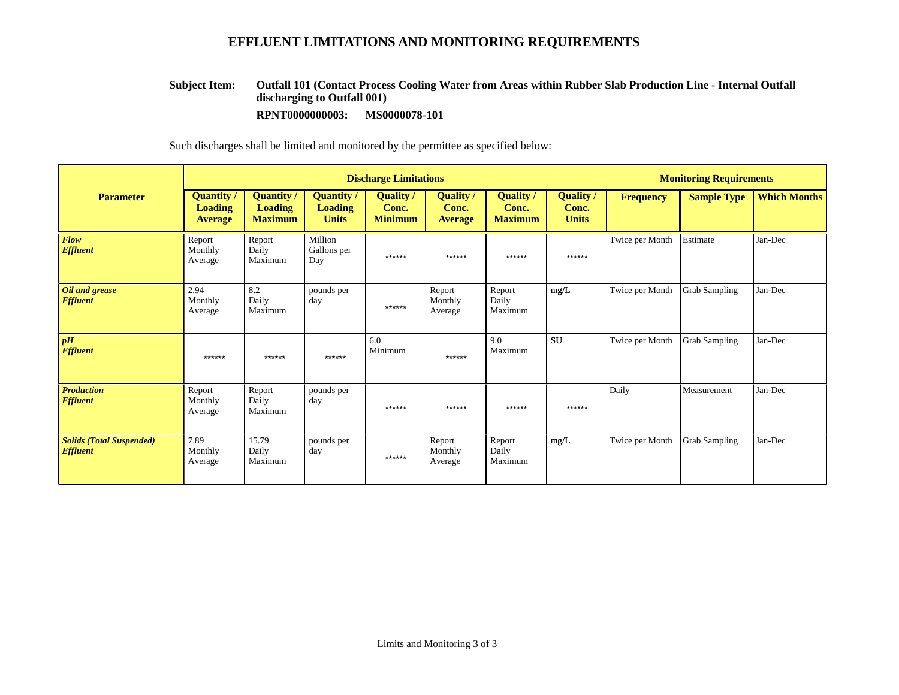# EFFLUENT LIMITATIONS AND MONITORING REQUIREMENTS

**Subject Item:** **Outfall 101 (Contact Process Cooling Water from Areas within Rubber Slab Production Line - Internal Outfall discharging to Outfall 001)**

**RPNT0000000003: MS0000078-101**

Such discharges shall be limited and monitored by the permittee as specified below:

| Parameter | Discharge Limitations | | | | | | | Monitoring Requirements | | |
|---|---|---|---|---|---|---|---|---|---|---|
| | Quantity / Loading Average | Quantity / Loading Maximum | Quantity / Loading Units | Quality / Conc. Minimum | Quality / Conc. Average | Quality / Conc. Maximum | Quality / Conc. Units | Frequency | Sample Type | Which Months |
| ***Flow Effluent*** | Report Monthly Average | Report Daily Maximum | Million Gallons per Day | ****** | ****** | ****** | ****** | Twice per Month | Estimate | Jan-Dec |
| ***Oil and grease Effluent*** | 2.94 Monthly Average | 8.2 Daily Maximum | pounds per day | ****** | Report Monthly Average | Report Daily Maximum | mg/L | Twice per Month | Grab Sampling | Jan-Dec |
| ***pH Effluent*** | ****** | ****** | ****** | 6.0 Minimum | ****** | 9.0 Maximum | SU | Twice per Month | Grab Sampling | Jan-Dec |
| ***Production Effluent*** | Report Monthly Average | Report Daily Maximum | pounds per day | ****** | ****** | ****** | ****** | Daily | Measurement | Jan-Dec |
| ***Solids (Total Suspended) Effluent*** | 7.89 Monthly Average | 15.79 Daily Maximum | pounds per day | ****** | Report Monthly Average | Report Daily Maximum | mg/L | Twice per Month | Grab Sampling | Jan-Dec |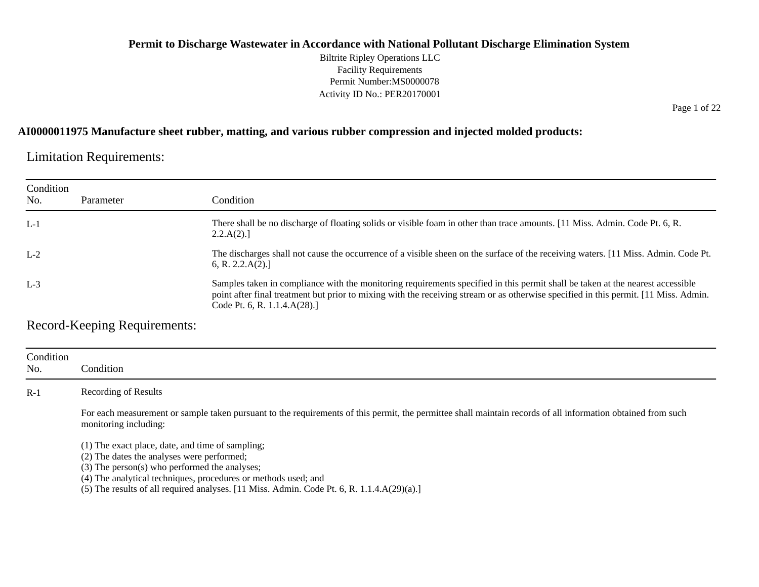**Permit to Discharge Wastewater in Accordance with National Pollutant Discharge Elimination System**

Biltrite Ripley Operations LLC
Facility Requirements
Permit Number:MS0000078
Activity ID No.: PER20170001

**AI0000011975 Manufacture sheet rubber, matting, and various rubber compression and injected molded products:**

## Limitation Requirements:

| Condition No. | Parameter | Condition |
|---|---|---|
| L-1 | | There shall be no discharge of floating solids or visible foam in other than trace amounts. [11 Miss. Admin. Code Pt. 6, R. 2.2.A(2).] |
| L-2 | | The discharges shall not cause the occurrence of a visible sheen on the surface of the receiving waters. [11 Miss. Admin. Code Pt. 6, R. 2.2.A(2).] |
| L-3 | | Samples taken in compliance with the monitoring requirements specified in this permit shall be taken at the nearest accessible point after final treatment but prior to mixing with the receiving stream or as otherwise specified in this permit. [11 Miss. Admin. Code Pt. 6, R. 1.1.4.A(28).] |

## Record-Keeping Requirements:

| Condition No. | Condition |
|---|---|
| R-1 | Recording of Results<br><br>For each measurement or sample taken pursuant to the requirements of this permit, the permittee shall maintain records of all information obtained from such monitoring including:<br><br>(1) The exact place, date, and time of sampling;<br>(2) The dates the analyses were performed;<br>(3) The person(s) who performed the analyses;<br>(4) The analytical techniques, procedures or methods used; and<br>(5) The results of all required analyses. [11 Miss. Admin. Code Pt. 6, R. 1.1.4.A(29)(a).] |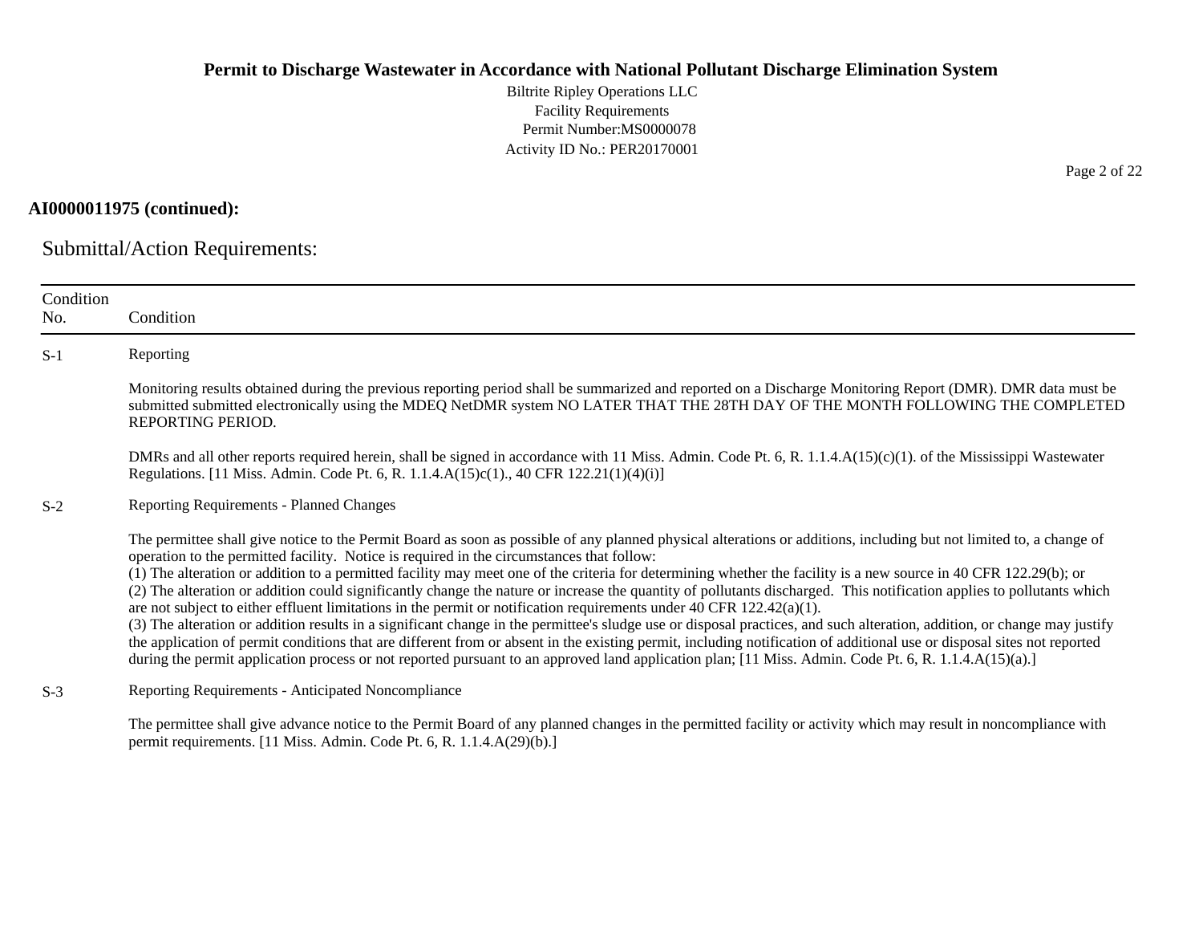**AI0000011975 (continued):**

## Submittal/Action Requirements:

| Condition No. | Condition |
|---|---|
| S-1 | Reporting<br><br>Monitoring results obtained during the previous reporting period shall be summarized and reported on a Discharge Monitoring Report (DMR). DMR data must be submitted submitted electronically using the MDEQ NetDMR system NO LATER THAT THE 28TH DAY OF THE MONTH FOLLOWING THE COMPLETED REPORTING PERIOD.<br><br>DMRs and all other reports required herein, shall be signed in accordance with 11 Miss. Admin. Code Pt. 6, R. 1.1.4.A(15)(c)(1). of the Mississippi Wastewater Regulations. [11 Miss. Admin. Code Pt. 6, R. 1.1.4.A(15)c(1)., 40 CFR 122.21(1)(4)(i)] |
| S-2 | Reporting Requirements - Planned Changes<br><br>The permittee shall give notice to the Permit Board as soon as possible of any planned physical alterations or additions, including but not limited to, a change of operation to the permitted facility. Notice is required in the circumstances that follow:<br>(1) The alteration or addition to a permitted facility may meet one of the criteria for determining whether the facility is a new source in 40 CFR 122.29(b); or<br>(2) The alteration or addition could significantly change the nature or increase the quantity of pollutants discharged. This notification applies to pollutants which are not subject to either effluent limitations in the permit or notification requirements under 40 CFR 122.42(a)(1).<br>(3) The alteration or addition results in a significant change in the permittee's sludge use or disposal practices, and such alteration, addition, or change may justify the application of permit conditions that are different from or absent in the existing permit, including notification of additional use or disposal sites not reported during the permit application process or not reported pursuant to an approved land application plan; [11 Miss. Admin. Code Pt. 6, R. 1.1.4.A(15)(a).] |
| S-3 | Reporting Requirements - Anticipated Noncompliance<br><br>The permittee shall give advance notice to the Permit Board of any planned changes in the permitted facility or activity which may result in noncompliance with permit requirements. [11 Miss. Admin. Code Pt. 6, R. 1.1.4.A(29)(b).] |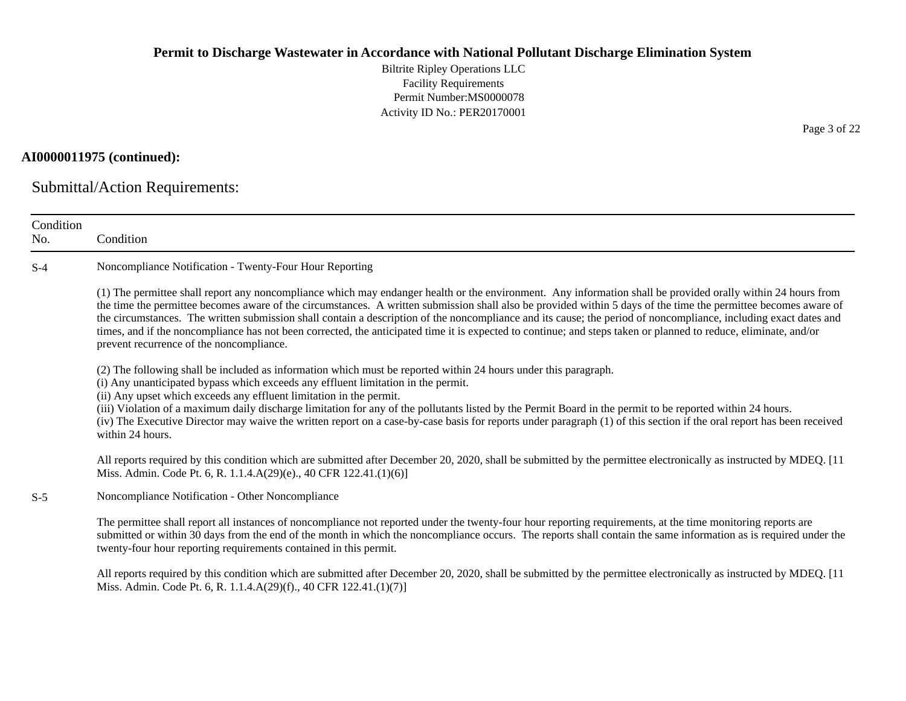**AI0000011975 (continued):**

## Submittal/Action Requirements:

| Condition No. | Condition |
|---|---|
| S-4 | Noncompliance Notification - Twenty-Four Hour Reporting<br><br>(1) The permittee shall report any noncompliance which may endanger health or the environment. Any information shall be provided orally within 24 hours from the time the permittee becomes aware of the circumstances. A written submission shall also be provided within 5 days of the time the permittee becomes aware of the circumstances. The written submission shall contain a description of the noncompliance and its cause; the period of noncompliance, including exact dates and times, and if the noncompliance has not been corrected, the anticipated time it is expected to continue; and steps taken or planned to reduce, eliminate, and/or prevent recurrence of the noncompliance.<br><br>(2) The following shall be included as information which must be reported within 24 hours under this paragraph.<br>(i) Any unanticipated bypass which exceeds any effluent limitation in the permit.<br>(ii) Any upset which exceeds any effluent limitation in the permit.<br>(iii) Violation of a maximum daily discharge limitation for any of the pollutants listed by the Permit Board in the permit to be reported within 24 hours.<br>(iv) The Executive Director may waive the written report on a case-by-case basis for reports under paragraph (1) of this section if the oral report has been received within 24 hours.<br><br>All reports required by this condition which are submitted after December 20, 2020, shall be submitted by the permittee electronically as instructed by MDEQ. [11 Miss. Admin. Code Pt. 6, R. 1.1.4.A(29)(e)., 40 CFR 122.41.(1)(6)] |
| S-5 | Noncompliance Notification - Other Noncompliance<br><br>The permittee shall report all instances of noncompliance not reported under the twenty-four hour reporting requirements, at the time monitoring reports are submitted or within 30 days from the end of the month in which the noncompliance occurs. The reports shall contain the same information as is required under the twenty-four hour reporting requirements contained in this permit.<br><br>All reports required by this condition which are submitted after December 20, 2020, shall be submitted by the permittee electronically as instructed by MDEQ. [11 Miss. Admin. Code Pt. 6, R. 1.1.4.A(29)(f)., 40 CFR 122.41.(1)(7)] |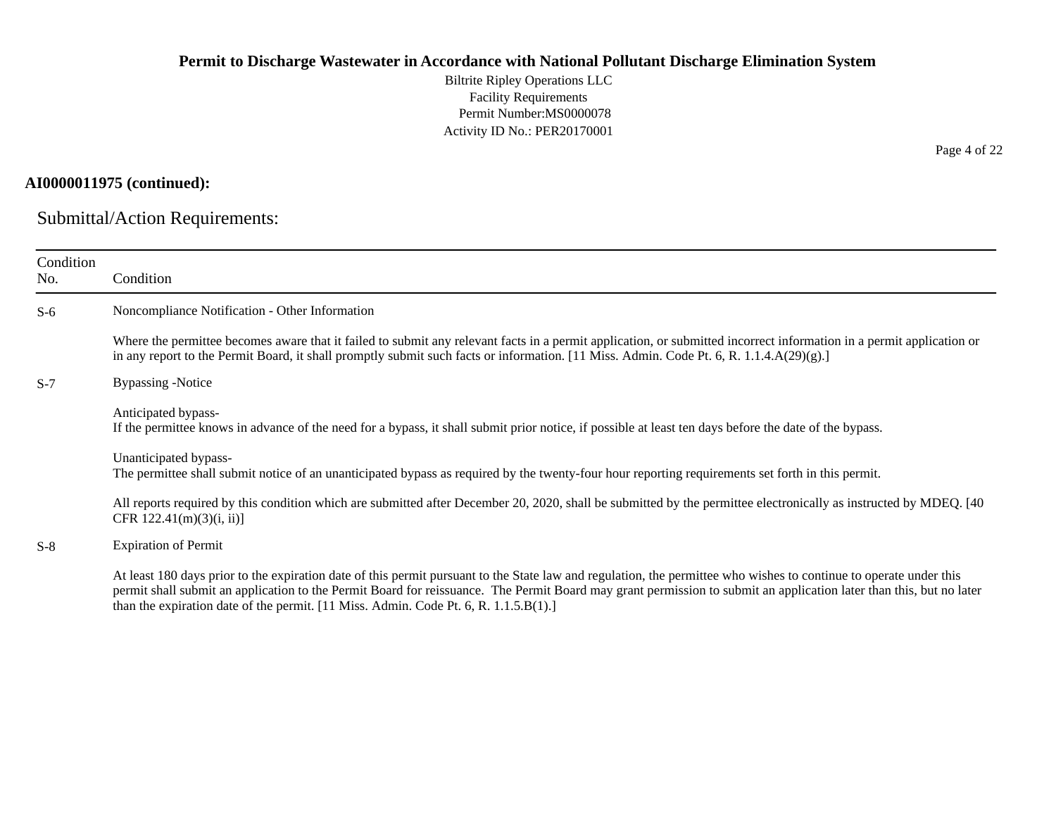**AI0000011975 (continued):**

## Submittal/Action Requirements:

| Condition No. | Condition |
|---|---|
| S-6 | Noncompliance Notification - Other Information<br><br>Where the permittee becomes aware that it failed to submit any relevant facts in a permit application, or submitted incorrect information in a permit application or in any report to the Permit Board, it shall promptly submit such facts or information. [11 Miss. Admin. Code Pt. 6, R. 1.1.4.A(29)(g).] |
| S-7 | Bypassing -Notice<br><br>Anticipated bypass-<br>If the permittee knows in advance of the need for a bypass, it shall submit prior notice, if possible at least ten days before the date of the bypass.<br><br>Unanticipated bypass-<br>The permittee shall submit notice of an unanticipated bypass as required by the twenty-four hour reporting requirements set forth in this permit.<br><br>All reports required by this condition which are submitted after December 20, 2020, shall be submitted by the permittee electronically as instructed by MDEQ. [40 CFR 122.41(m)(3)(i, ii)] |
| S-8 | Expiration of Permit<br><br>At least 180 days prior to the expiration date of this permit pursuant to the State law and regulation, the permittee who wishes to continue to operate under this permit shall submit an application to the Permit Board for reissuance. The Permit Board may grant permission to submit an application later than this, but no later than the expiration date of the permit. [11 Miss. Admin. Code Pt. 6, R. 1.1.5.B(1).] |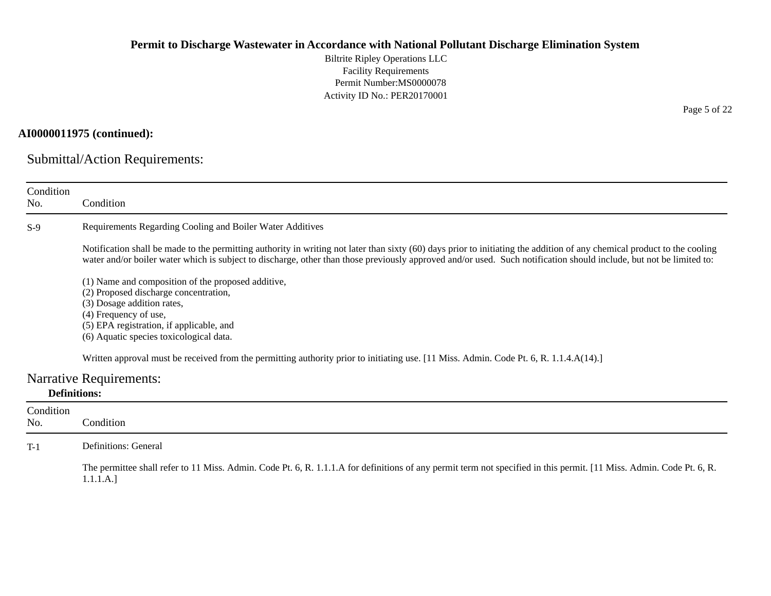**AI0000011975 (continued):**

## Submittal/Action Requirements:

| Condition No. | Condition |
| --- | --- |
| S-9 | Requirements Regarding Cooling and Boiler Water Additives<br><br>Notification shall be made to the permitting authority in writing not later than sixty (60) days prior to initiating the addition of any chemical product to the cooling water and/or boiler water which is subject to discharge, other than those previously approved and/or used. Such notification should include, but not be limited to:<br><br>(1) Name and composition of the proposed additive,<br>(2) Proposed discharge concentration,<br>(3) Dosage addition rates,<br>(4) Frequency of use,<br>(5) EPA registration, if applicable, and<br>(6) Aquatic species toxicological data.<br><br>Written approval must be received from the permitting authority prior to initiating use. [11 Miss. Admin. Code Pt. 6, R. 1.1.4.A(14).] |

## Narrative Requirements:

**Definitions:**

| Condition No. | Condition |
| --- | --- |
| T-1 | Definitions: General<br><br>The permittee shall refer to 11 Miss. Admin. Code Pt. 6, R. 1.1.1.A for definitions of any permit term not specified in this permit. [11 Miss. Admin. Code Pt. 6, R. 1.1.1.A.] |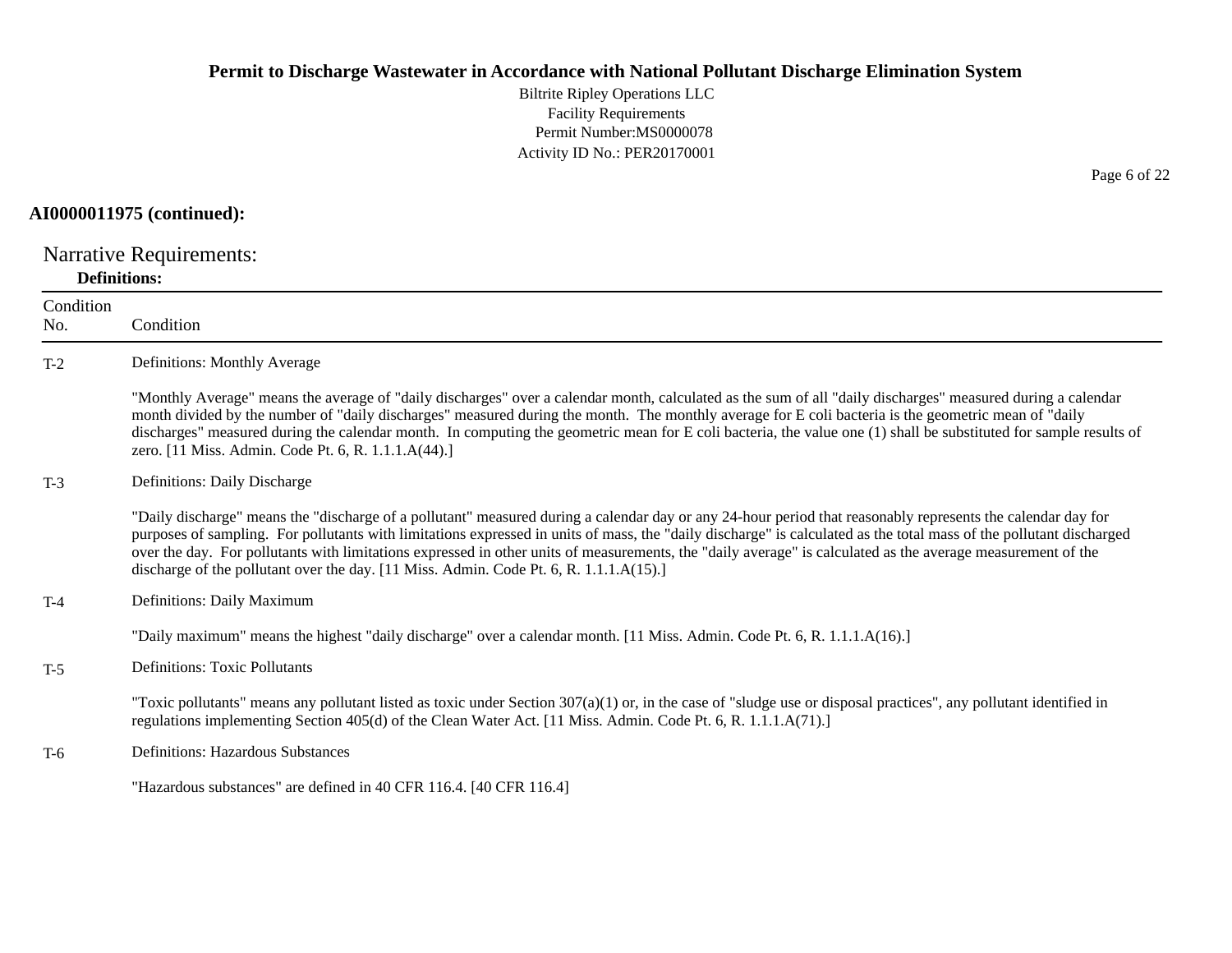**AI0000011975 (continued):**

## Narrative Requirements:

**Definitions:**

| Condition No. | Condition |
|---|---|
| T-2 | Definitions: Monthly Average<br><br>"Monthly Average" means the average of "daily discharges" over a calendar month, calculated as the sum of all "daily discharges" measured during a calendar month divided by the number of "daily discharges" measured during the month. The monthly average for E coli bacteria is the geometric mean of "daily discharges" measured during the calendar month. In computing the geometric mean for E coli bacteria, the value one (1) shall be substituted for sample results of zero. [11 Miss. Admin. Code Pt. 6, R. 1.1.1.A(44).] |
| T-3 | Definitions: Daily Discharge<br><br>"Daily discharge" means the "discharge of a pollutant" measured during a calendar day or any 24-hour period that reasonably represents the calendar day for purposes of sampling. For pollutants with limitations expressed in units of mass, the "daily discharge" is calculated as the total mass of the pollutant discharged over the day. For pollutants with limitations expressed in other units of measurements, the "daily average" is calculated as the average measurement of the discharge of the pollutant over the day. [11 Miss. Admin. Code Pt. 6, R. 1.1.1.A(15).] |
| T-4 | Definitions: Daily Maximum<br><br>"Daily maximum" means the highest "daily discharge" over a calendar month. [11 Miss. Admin. Code Pt. 6, R. 1.1.1.A(16).] |
| T-5 | Definitions: Toxic Pollutants<br><br>"Toxic pollutants" means any pollutant listed as toxic under Section 307(a)(1) or, in the case of "sludge use or disposal practices", any pollutant identified in regulations implementing Section 405(d) of the Clean Water Act. [11 Miss. Admin. Code Pt. 6, R. 1.1.1.A(71).] |
| T-6 | Definitions: Hazardous Substances<br><br>"Hazardous substances" are defined in 40 CFR 116.4. [40 CFR 116.4] |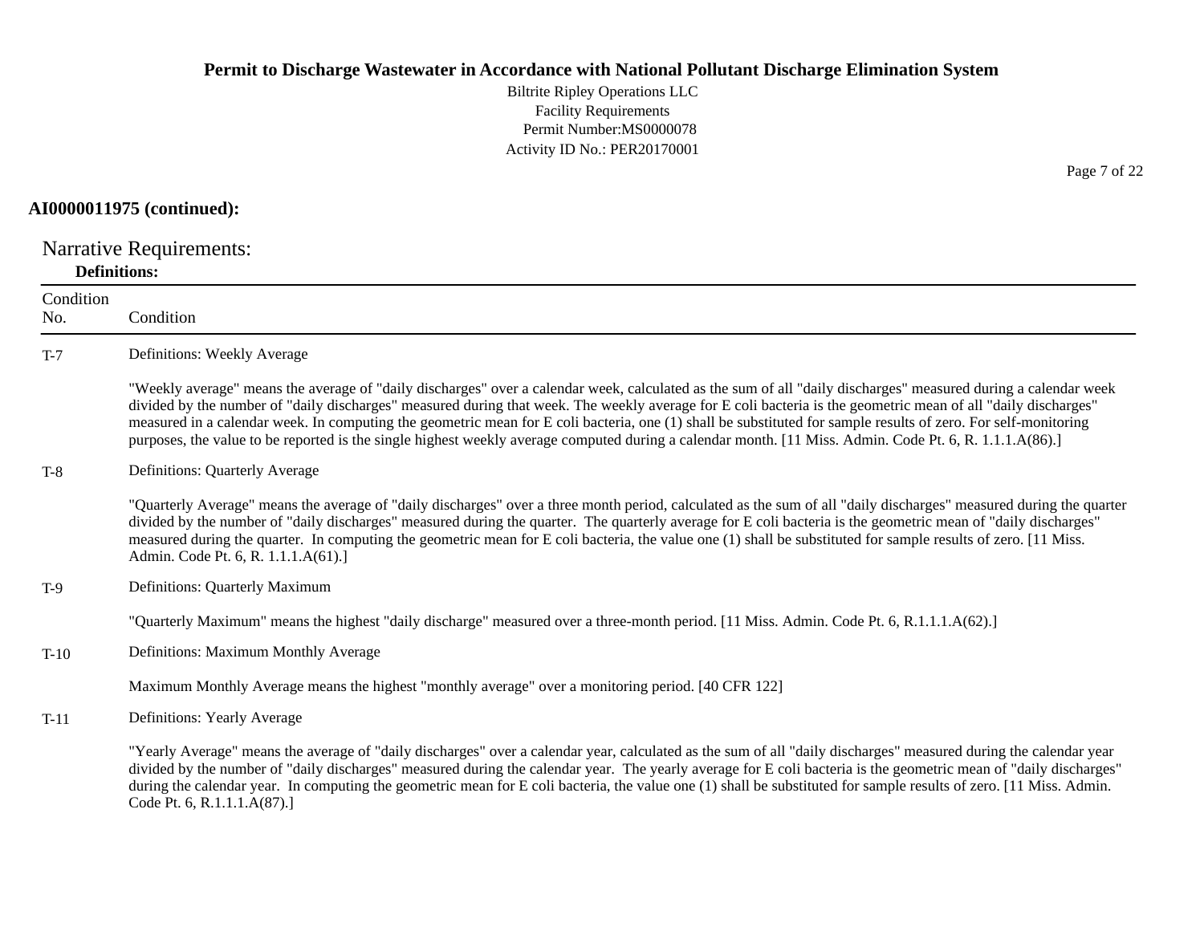**AI0000011975 (continued):**

## Narrative Requirements:

**Definitions:**

| Condition No. | Condition |
|---|---|
| T-7 | Definitions: Weekly Average<br><br>"Weekly average" means the average of "daily discharges" over a calendar week, calculated as the sum of all "daily discharges" measured during a calendar week divided by the number of "daily discharges" measured during that week. The weekly average for E coli bacteria is the geometric mean of all "daily discharges" measured in a calendar week. In computing the geometric mean for E coli bacteria, one (1) shall be substituted for sample results of zero. For self-monitoring purposes, the value to be reported is the single highest weekly average computed during a calendar month. [11 Miss. Admin. Code Pt. 6, R. 1.1.1.A(86).] |
| T-8 | Definitions: Quarterly Average<br><br>"Quarterly Average" means the average of "daily discharges" over a three month period, calculated as the sum of all "daily discharges" measured during the quarter divided by the number of "daily discharges" measured during the quarter. The quarterly average for E coli bacteria is the geometric mean of "daily discharges" measured during the quarter. In computing the geometric mean for E coli bacteria, the value one (1) shall be substituted for sample results of zero. [11 Miss. Admin. Code Pt. 6, R. 1.1.1.A(61).] |
| T-9 | Definitions: Quarterly Maximum<br><br>"Quarterly Maximum" means the highest "daily discharge" measured over a three-month period. [11 Miss. Admin. Code Pt. 6, R.1.1.1.A(62).] |
| T-10 | Definitions: Maximum Monthly Average<br><br>Maximum Monthly Average means the highest "monthly average" over a monitoring period. [40 CFR 122] |
| T-11 | Definitions: Yearly Average<br><br>"Yearly Average" means the average of "daily discharges" over a calendar year, calculated as the sum of all "daily discharges" measured during the calendar year divided by the number of "daily discharges" measured during the calendar year. The yearly average for E coli bacteria is the geometric mean of "daily discharges" during the calendar year. In computing the geometric mean for E coli bacteria, the value one (1) shall be substituted for sample results of zero. [11 Miss. Admin. Code Pt. 6, R.1.1.1.A(87).] |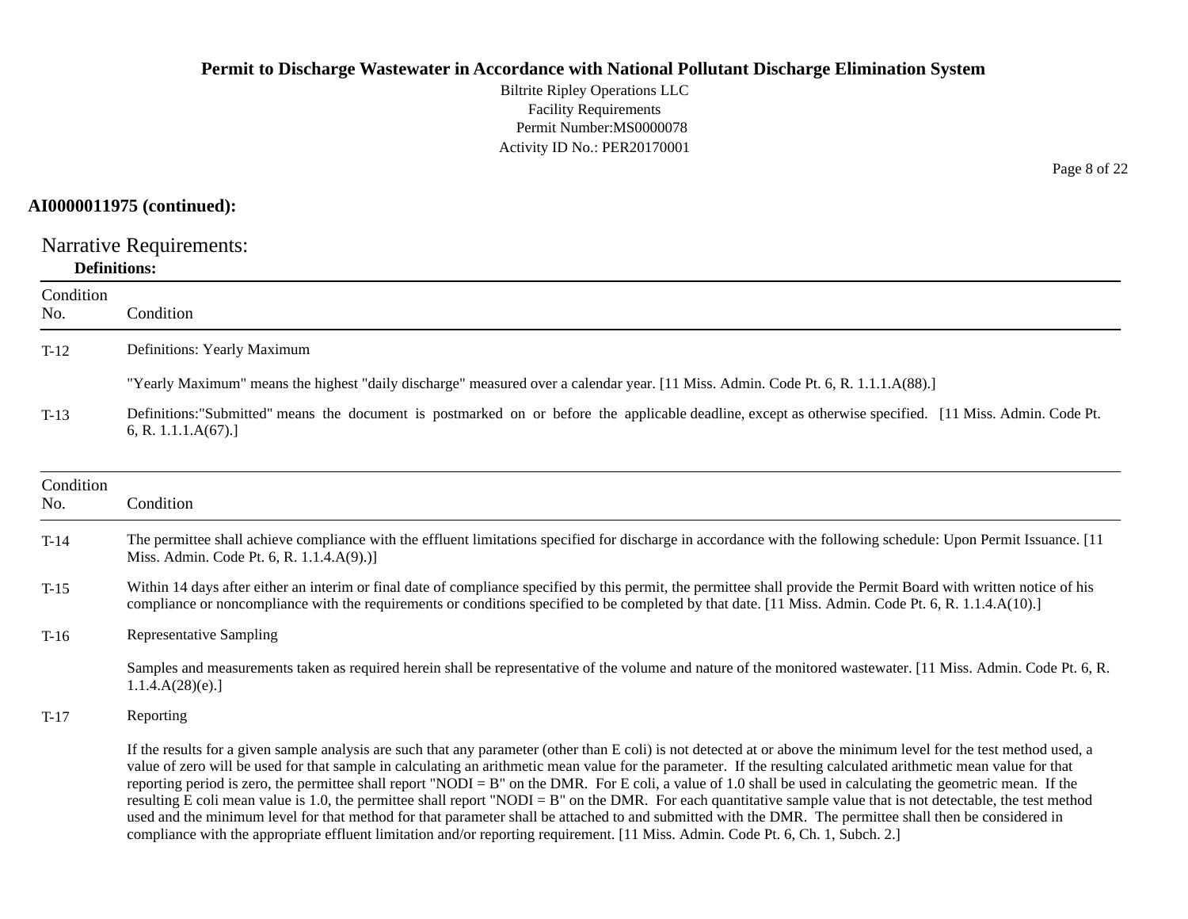**AI0000011975 (continued):**

## Narrative Requirements:

**Definitions:**

| Condition No. | Condition |
|---|---|
| T-12 | Definitions: Yearly Maximum<br><br>"Yearly Maximum" means the highest "daily discharge" measured over a calendar year. [11 Miss. Admin. Code Pt. 6, R. 1.1.1.A(88).] |
| T-13 | Definitions:"Submitted" means the document is postmarked on or before the applicable deadline, except as otherwise specified. [11 Miss. Admin. Code Pt. 6, R. 1.1.1.A(67).] |

| Condition No. | Condition |
|---|---|
| T-14 | The permittee shall achieve compliance with the effluent limitations specified for discharge in accordance with the following schedule: Upon Permit Issuance. [11 Miss. Admin. Code Pt. 6, R. 1.1.4.A(9).)] |
| T-15 | Within 14 days after either an interim or final date of compliance specified by this permit, the permittee shall provide the Permit Board with written notice of his compliance or noncompliance with the requirements or conditions specified to be completed by that date. [11 Miss. Admin. Code Pt. 6, R. 1.1.4.A(10).] |
| T-16 | Representative Sampling<br><br>Samples and measurements taken as required herein shall be representative of the volume and nature of the monitored wastewater. [11 Miss. Admin. Code Pt. 6, R. 1.1.4.A(28)(e).] |
| T-17 | Reporting<br><br>If the results for a given sample analysis are such that any parameter (other than E coli) is not detected at or above the minimum level for the test method used, a value of zero will be used for that sample in calculating an arithmetic mean value for the parameter. If the resulting calculated arithmetic mean value for that reporting period is zero, the permittee shall report "NODI = B" on the DMR. For E coli, a value of 1.0 shall be used in calculating the geometric mean. If the resulting E coli mean value is 1.0, the permittee shall report "NODI = B" on the DMR. For each quantitative sample value that is not detectable, the test method used and the minimum level for that method for that parameter shall be attached to and submitted with the DMR. The permittee shall then be considered in compliance with the appropriate effluent limitation and/or reporting requirement. [11 Miss. Admin. Code Pt. 6, Ch. 1, Subch. 2.] |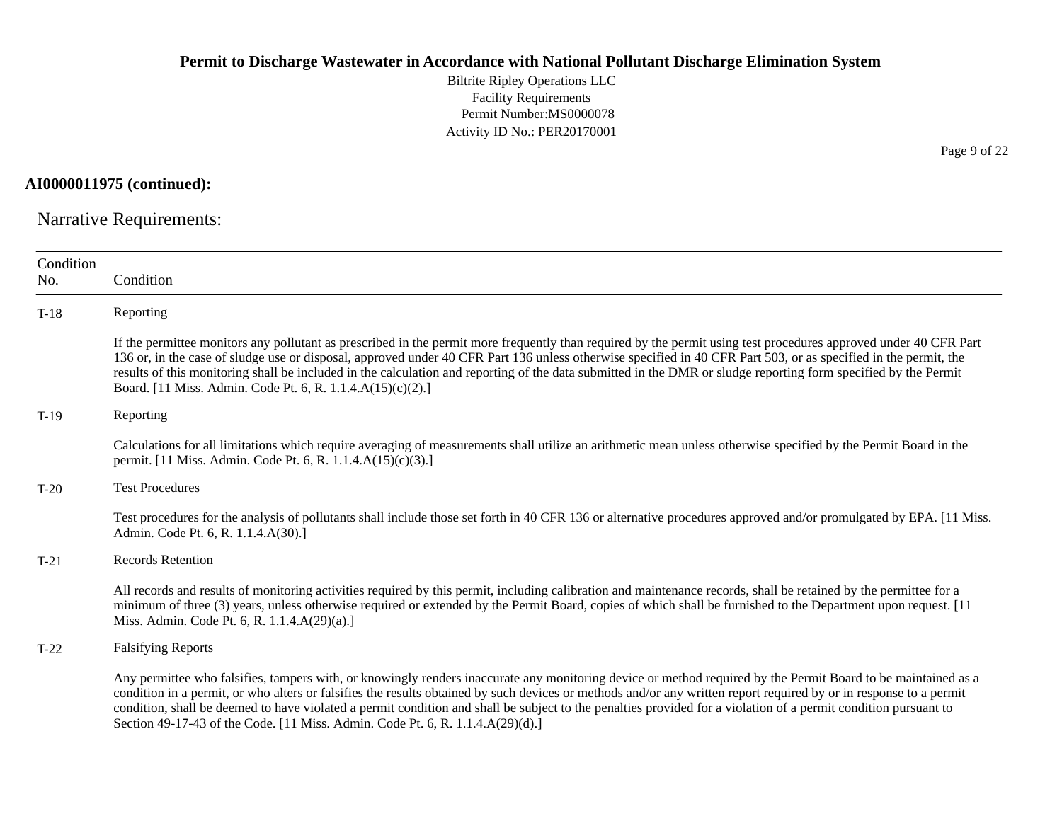**AI0000011975 (continued):**

## Narrative Requirements:

| Condition No. | Condition |
|---|---|
| T-18 | Reporting<br><br>If the permittee monitors any pollutant as prescribed in the permit more frequently than required by the permit using test procedures approved under 40 CFR Part 136 or, in the case of sludge use or disposal, approved under 40 CFR Part 136 unless otherwise specified in 40 CFR Part 503, or as specified in the permit, the results of this monitoring shall be included in the calculation and reporting of the data submitted in the DMR or sludge reporting form specified by the Permit Board. [11 Miss. Admin. Code Pt. 6, R. 1.1.4.A(15)(c)(2).] |
| T-19 | Reporting<br><br>Calculations for all limitations which require averaging of measurements shall utilize an arithmetic mean unless otherwise specified by the Permit Board in the permit. [11 Miss. Admin. Code Pt. 6, R. 1.1.4.A(15)(c)(3).] |
| T-20 | Test Procedures<br><br>Test procedures for the analysis of pollutants shall include those set forth in 40 CFR 136 or alternative procedures approved and/or promulgated by EPA. [11 Miss. Admin. Code Pt. 6, R. 1.1.4.A(30).] |
| T-21 | Records Retention<br><br>All records and results of monitoring activities required by this permit, including calibration and maintenance records, shall be retained by the permittee for a minimum of three (3) years, unless otherwise required or extended by the Permit Board, copies of which shall be furnished to the Department upon request. [11 Miss. Admin. Code Pt. 6, R. 1.1.4.A(29)(a).] |
| T-22 | Falsifying Reports<br><br>Any permittee who falsifies, tampers with, or knowingly renders inaccurate any monitoring device or method required by the Permit Board to be maintained as a condition in a permit, or who alters or falsifies the results obtained by such devices or methods and/or any written report required by or in response to a permit condition, shall be deemed to have violated a permit condition and shall be subject to the penalties provided for a violation of a permit condition pursuant to Section 49-17-43 of the Code. [11 Miss. Admin. Code Pt. 6, R. 1.1.4.A(29)(d).] |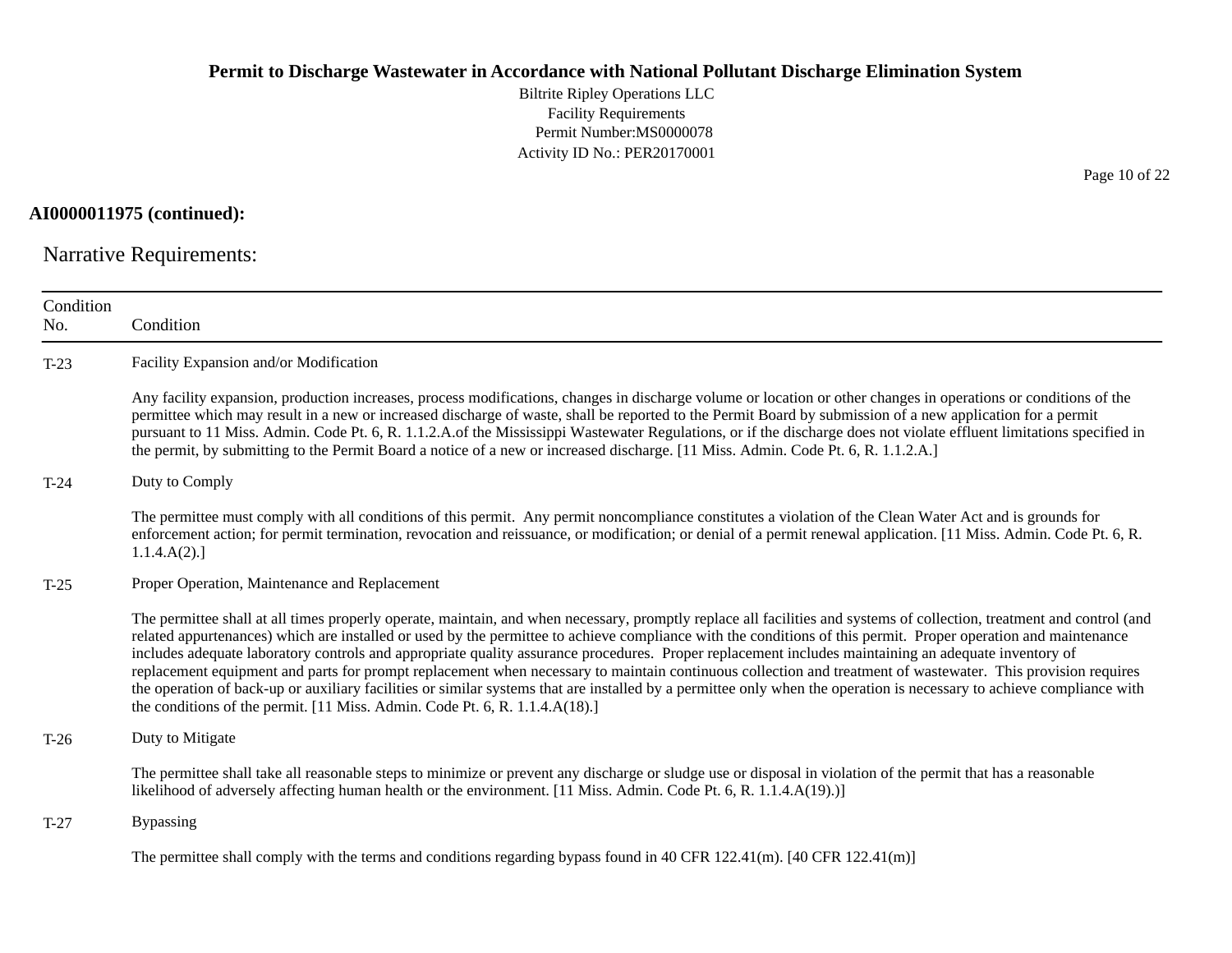**AI0000011975 (continued):**

## Narrative Requirements:

| Condition No. | Condition |
|---|---|
| T-23 | Facility Expansion and/or Modification<br><br>Any facility expansion, production increases, process modifications, changes in discharge volume or location or other changes in operations or conditions of the permittee which may result in a new or increased discharge of waste, shall be reported to the Permit Board by submission of a new application for a permit pursuant to 11 Miss. Admin. Code Pt. 6, R. 1.1.2.A.of the Mississippi Wastewater Regulations, or if the discharge does not violate effluent limitations specified in the permit, by submitting to the Permit Board a notice of a new or increased discharge. [11 Miss. Admin. Code Pt. 6, R. 1.1.2.A.] |
| T-24 | Duty to Comply<br><br>The permittee must comply with all conditions of this permit. Any permit noncompliance constitutes a violation of the Clean Water Act and is grounds for enforcement action; for permit termination, revocation and reissuance, or modification; or denial of a permit renewal application. [11 Miss. Admin. Code Pt. 6, R. 1.1.4.A(2).] |
| T-25 | Proper Operation, Maintenance and Replacement<br><br>The permittee shall at all times properly operate, maintain, and when necessary, promptly replace all facilities and systems of collection, treatment and control (and related appurtenances) which are installed or used by the permittee to achieve compliance with the conditions of this permit. Proper operation and maintenance includes adequate laboratory controls and appropriate quality assurance procedures. Proper replacement includes maintaining an adequate inventory of replacement equipment and parts for prompt replacement when necessary to maintain continuous collection and treatment of wastewater. This provision requires the operation of back-up or auxiliary facilities or similar systems that are installed by a permittee only when the operation is necessary to achieve compliance with the conditions of the permit. [11 Miss. Admin. Code Pt. 6, R. 1.1.4.A(18).] |
| T-26 | Duty to Mitigate<br><br>The permittee shall take all reasonable steps to minimize or prevent any discharge or sludge use or disposal in violation of the permit that has a reasonable likelihood of adversely affecting human health or the environment. [11 Miss. Admin. Code Pt. 6, R. 1.1.4.A(19).)] |
| T-27 | Bypassing<br><br>The permittee shall comply with the terms and conditions regarding bypass found in 40 CFR 122.41(m). [40 CFR 122.41(m)] |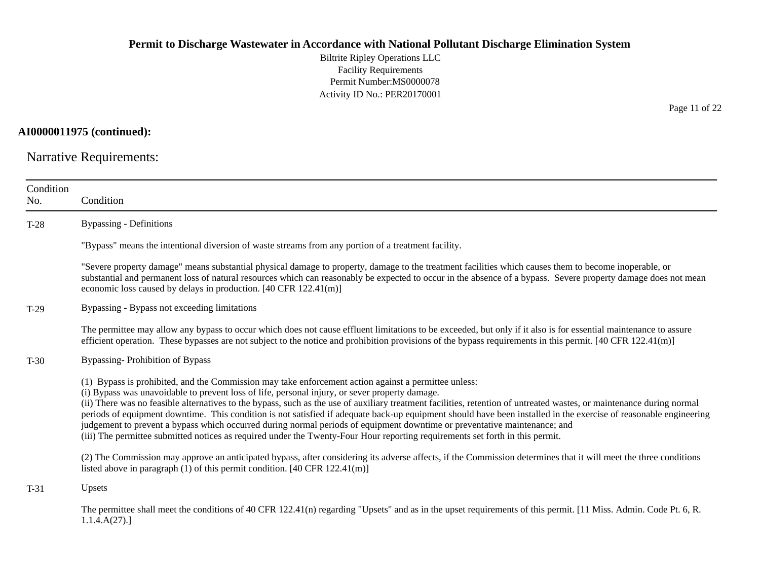**AI0000011975 (continued):**

## Narrative Requirements:

| Condition No. | Condition |
|---|---|
| T-28 | Bypassing - Definitions<br><br>"Bypass" means the intentional diversion of waste streams from any portion of a treatment facility.<br><br>"Severe property damage" means substantial physical damage to property, damage to the treatment facilities which causes them to become inoperable, or substantial and permanent loss of natural resources which can reasonably be expected to occur in the absence of a bypass. Severe property damage does not mean economic loss caused by delays in production. [40 CFR 122.41(m)] |
| T-29 | Bypassing - Bypass not exceeding limitations<br><br>The permittee may allow any bypass to occur which does not cause effluent limitations to be exceeded, but only if it also is for essential maintenance to assure efficient operation. These bypasses are not subject to the notice and prohibition provisions of the bypass requirements in this permit. [40 CFR 122.41(m)] |
| T-30 | Bypassing- Prohibition of Bypass<br><br>(1) Bypass is prohibited, and the Commission may take enforcement action against a permittee unless:<br>(i) Bypass was unavoidable to prevent loss of life, personal injury, or sever property damage.<br>(ii) There was no feasible alternatives to the bypass, such as the use of auxiliary treatment facilities, retention of untreated wastes, or maintenance during normal periods of equipment downtime. This condition is not satisfied if adequate back-up equipment should have been installed in the exercise of reasonable engineering judgement to prevent a bypass which occurred during normal periods of equipment downtime or preventative maintenance; and<br>(iii) The permittee submitted notices as required under the Twenty-Four Hour reporting requirements set forth in this permit.<br><br>(2) The Commission may approve an anticipated bypass, after considering its adverse affects, if the Commission determines that it will meet the three conditions listed above in paragraph (1) of this permit condition. [40 CFR 122.41(m)] |
| T-31 | Upsets<br><br>The permittee shall meet the conditions of 40 CFR 122.41(n) regarding "Upsets" and as in the upset requirements of this permit. [11 Miss. Admin. Code Pt. 6, R. 1.1.4.A(27).] |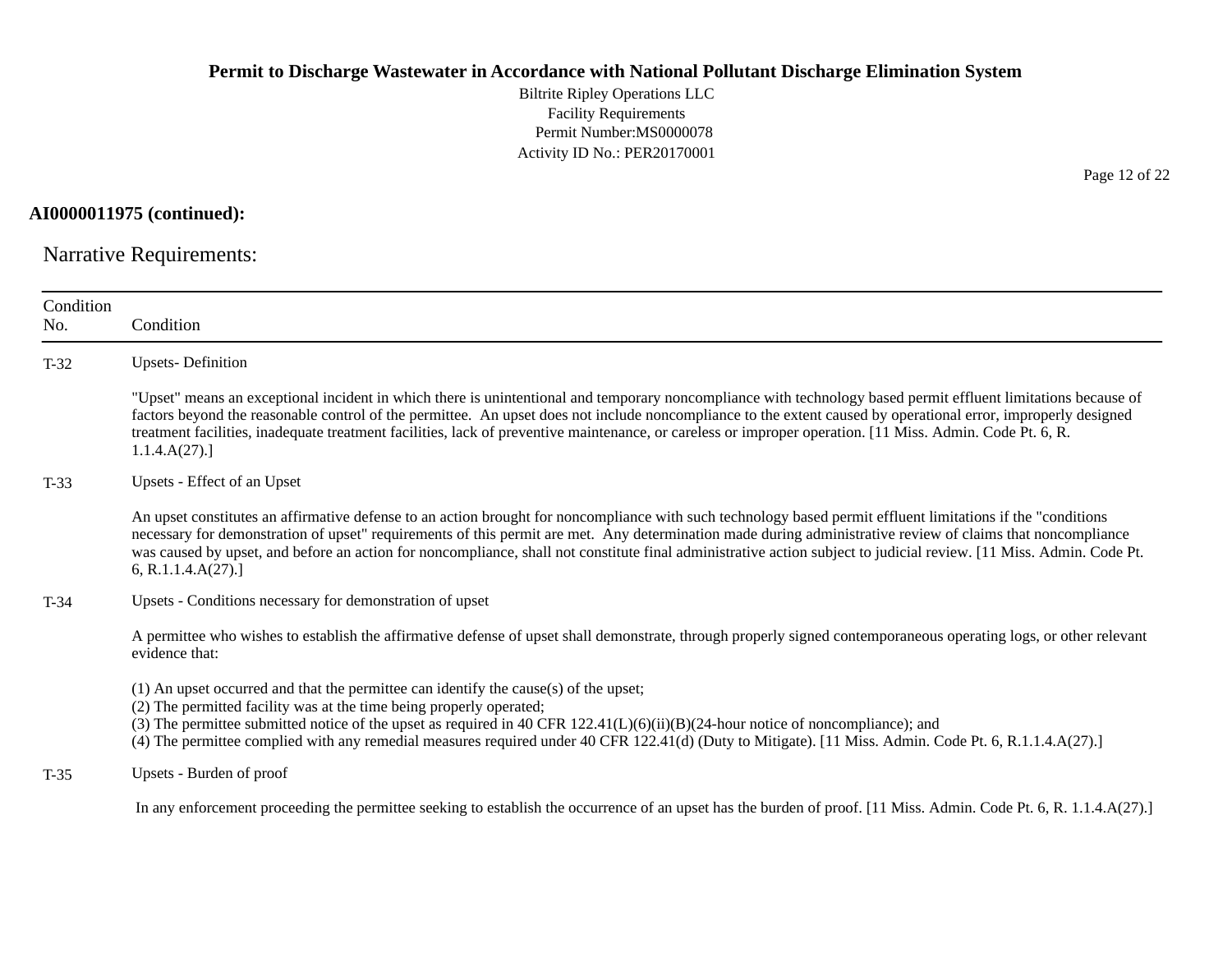**AI0000011975 (continued):**

## Narrative Requirements:

| Condition No. | Condition |
|---|---|
| T-32 | Upsets- Definition<br><br>"Upset" means an exceptional incident in which there is unintentional and temporary noncompliance with technology based permit effluent limitations because of factors beyond the reasonable control of the permittee. An upset does not include noncompliance to the extent caused by operational error, improperly designed treatment facilities, inadequate treatment facilities, lack of preventive maintenance, or careless or improper operation. [11 Miss. Admin. Code Pt. 6, R. 1.1.4.A(27).] |
| T-33 | Upsets - Effect of an Upset<br><br>An upset constitutes an affirmative defense to an action brought for noncompliance with such technology based permit effluent limitations if the "conditions necessary for demonstration of upset" requirements of this permit are met. Any determination made during administrative review of claims that noncompliance was caused by upset, and before an action for noncompliance, shall not constitute final administrative action subject to judicial review. [11 Miss. Admin. Code Pt. 6, R.1.1.4.A(27).] |
| T-34 | Upsets - Conditions necessary for demonstration of upset<br><br>A permittee who wishes to establish the affirmative defense of upset shall demonstrate, through properly signed contemporaneous operating logs, or other relevant evidence that:<br><br>(1) An upset occurred and that the permittee can identify the cause(s) of the upset;<br>(2) The permitted facility was at the time being properly operated;<br>(3) The permittee submitted notice of the upset as required in 40 CFR 122.41(L)(6)(ii)(B)(24-hour notice of noncompliance); and<br>(4) The permittee complied with any remedial measures required under 40 CFR 122.41(d) (Duty to Mitigate). [11 Miss. Admin. Code Pt. 6, R.1.1.4.A(27).] |
| T-35 | Upsets - Burden of proof<br><br>In any enforcement proceeding the permittee seeking to establish the occurrence of an upset has the burden of proof. [11 Miss. Admin. Code Pt. 6, R. 1.1.4.A(27).] |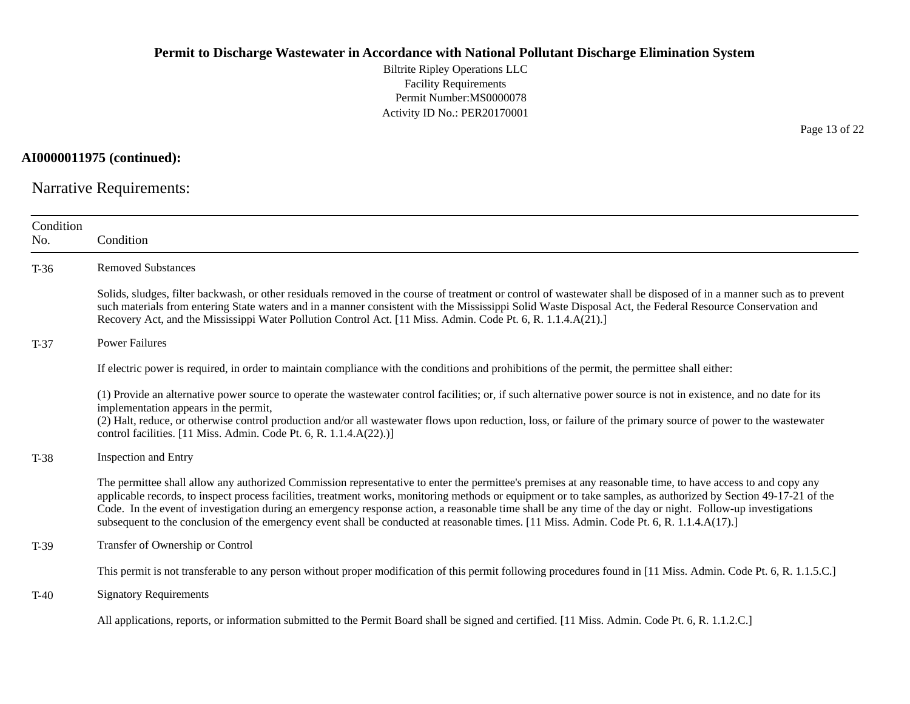**AI0000011975 (continued):**

## Narrative Requirements:

| Condition No. | Condition |
|---|---|
| T-36 | Removed Substances<br><br>Solids, sludges, filter backwash, or other residuals removed in the course of treatment or control of wastewater shall be disposed of in a manner such as to prevent such materials from entering State waters and in a manner consistent with the Mississippi Solid Waste Disposal Act, the Federal Resource Conservation and Recovery Act, and the Mississippi Water Pollution Control Act. [11 Miss. Admin. Code Pt. 6, R. 1.1.4.A(21).] |
| T-37 | Power Failures<br><br>If electric power is required, in order to maintain compliance with the conditions and prohibitions of the permit, the permittee shall either:<br><br>(1) Provide an alternative power source to operate the wastewater control facilities; or, if such alternative power source is not in existence, and no date for its implementation appears in the permit,<br>(2) Halt, reduce, or otherwise control production and/or all wastewater flows upon reduction, loss, or failure of the primary source of power to the wastewater control facilities. [11 Miss. Admin. Code Pt. 6, R. 1.1.4.A(22).)] |
| T-38 | Inspection and Entry<br><br>The permittee shall allow any authorized Commission representative to enter the permittee's premises at any reasonable time, to have access to and copy any applicable records, to inspect process facilities, treatment works, monitoring methods or equipment or to take samples, as authorized by Section 49-17-21 of the Code. In the event of investigation during an emergency response action, a reasonable time shall be any time of the day or night. Follow-up investigations subsequent to the conclusion of the emergency event shall be conducted at reasonable times. [11 Miss. Admin. Code Pt. 6, R. 1.1.4.A(17).] |
| T-39 | Transfer of Ownership or Control<br><br>This permit is not transferable to any person without proper modification of this permit following procedures found in [11 Miss. Admin. Code Pt. 6, R. 1.1.5.C.] |
| T-40 | Signatory Requirements<br><br>All applications, reports, or information submitted to the Permit Board shall be signed and certified. [11 Miss. Admin. Code Pt. 6, R. 1.1.2.C.] |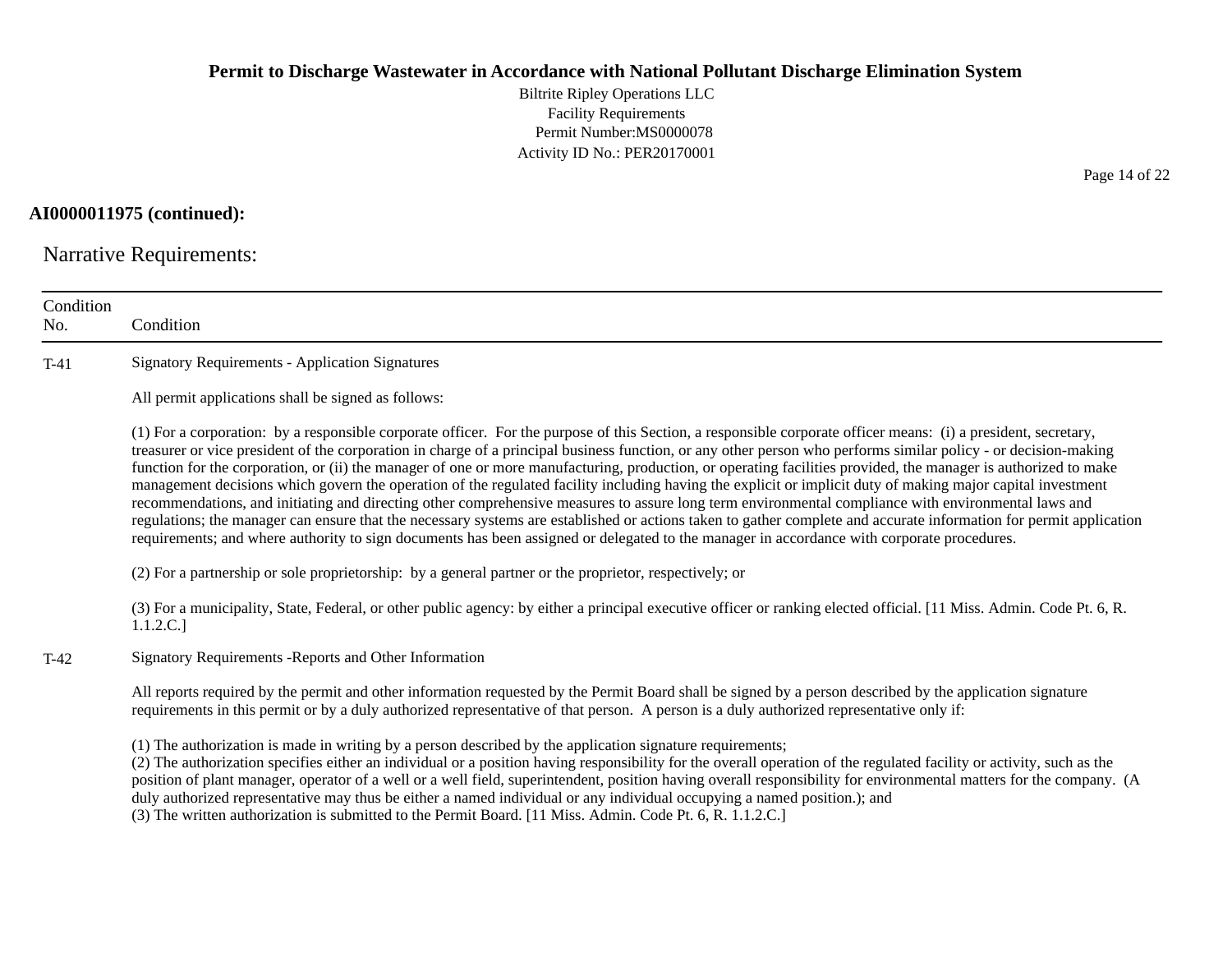**AI0000011975 (continued):**

## Narrative Requirements:

| Condition No. | Condition |
|---|---|
| T-41 | Signatory Requirements - Application Signatures<br><br>All permit applications shall be signed as follows:<br><br>(1) For a corporation: by a responsible corporate officer. For the purpose of this Section, a responsible corporate officer means: (i) a president, secretary, treasurer or vice president of the corporation in charge of a principal business function, or any other person who performs similar policy - or decision-making function for the corporation, or (ii) the manager of one or more manufacturing, production, or operating facilities provided, the manager is authorized to make management decisions which govern the operation of the regulated facility including having the explicit or implicit duty of making major capital investment recommendations, and initiating and directing other comprehensive measures to assure long term environmental compliance with environmental laws and regulations; the manager can ensure that the necessary systems are established or actions taken to gather complete and accurate information for permit application requirements; and where authority to sign documents has been assigned or delegated to the manager in accordance with corporate procedures.<br><br>(2) For a partnership or sole proprietorship: by a general partner or the proprietor, respectively; or<br><br>(3) For a municipality, State, Federal, or other public agency: by either a principal executive officer or ranking elected official. [11 Miss. Admin. Code Pt. 6, R. 1.1.2.C.] |
| T-42 | Signatory Requirements -Reports and Other Information<br><br>All reports required by the permit and other information requested by the Permit Board shall be signed by a person described by the application signature requirements in this permit or by a duly authorized representative of that person. A person is a duly authorized representative only if:<br><br>(1) The authorization is made in writing by a person described by the application signature requirements;<br>(2) The authorization specifies either an individual or a position having responsibility for the overall operation of the regulated facility or activity, such as the position of plant manager, operator of a well or a well field, superintendent, position having overall responsibility for environmental matters for the company. (A duly authorized representative may thus be either a named individual or any individual occupying a named position.); and<br>(3) The written authorization is submitted to the Permit Board. [11 Miss. Admin. Code Pt. 6, R. 1.1.2.C.] |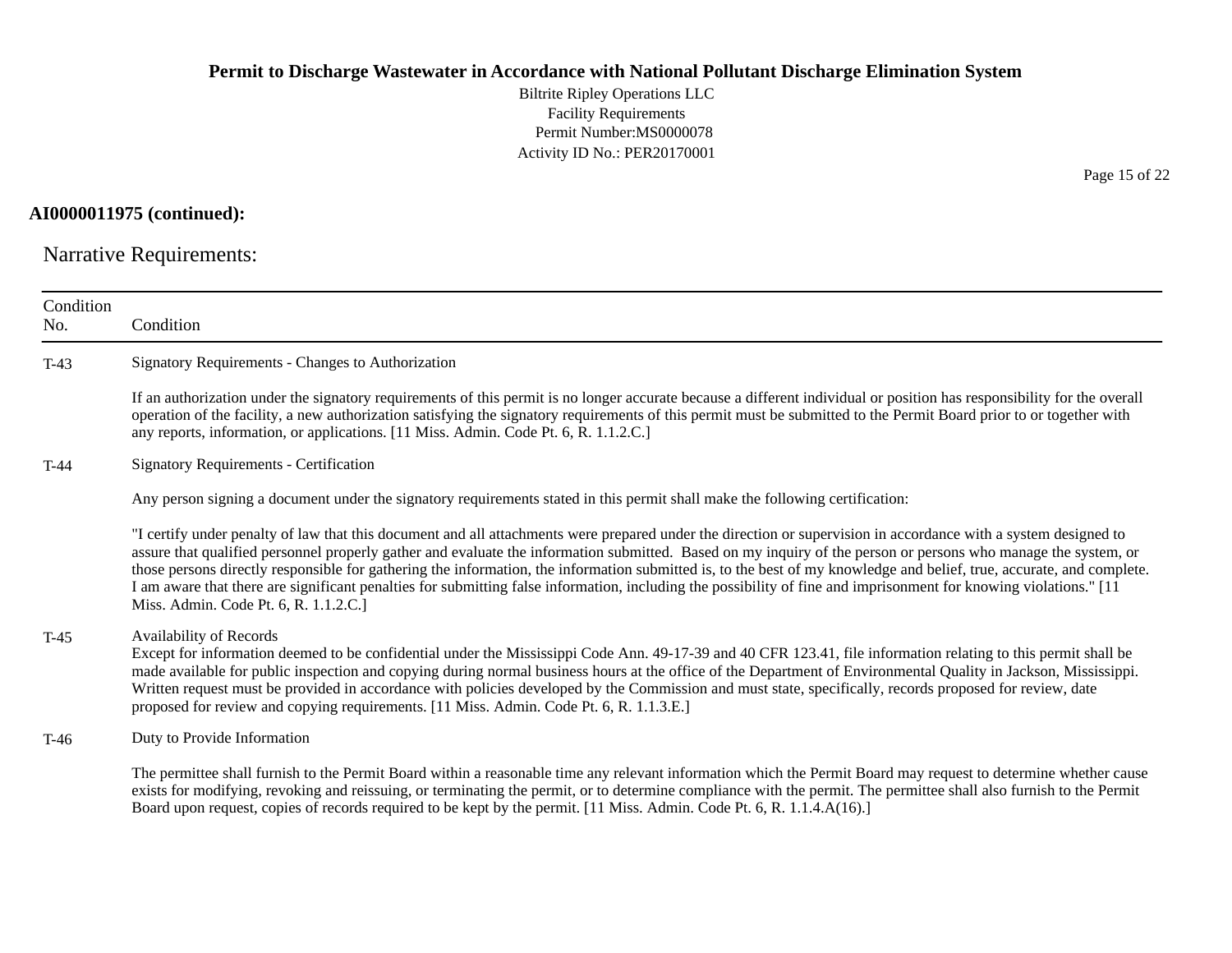**AI0000011975 (continued):**

## Narrative Requirements:

| Condition No. | Condition |
|---|---|
| T-43 | Signatory Requirements - Changes to Authorization<br><br>If an authorization under the signatory requirements of this permit is no longer accurate because a different individual or position has responsibility for the overall operation of the facility, a new authorization satisfying the signatory requirements of this permit must be submitted to the Permit Board prior to or together with any reports, information, or applications. [11 Miss. Admin. Code Pt. 6, R. 1.1.2.C.] |
| T-44 | Signatory Requirements - Certification<br><br>Any person signing a document under the signatory requirements stated in this permit shall make the following certification:<br><br>"I certify under penalty of law that this document and all attachments were prepared under the direction or supervision in accordance with a system designed to assure that qualified personnel properly gather and evaluate the information submitted. Based on my inquiry of the person or persons who manage the system, or those persons directly responsible for gathering the information, the information submitted is, to the best of my knowledge and belief, true, accurate, and complete. I am aware that there are significant penalties for submitting false information, including the possibility of fine and imprisonment for knowing violations." [11 Miss. Admin. Code Pt. 6, R. 1.1.2.C.] |
| T-45 | Availability of Records<br>Except for information deemed to be confidential under the Mississippi Code Ann. 49-17-39 and 40 CFR 123.41, file information relating to this permit shall be made available for public inspection and copying during normal business hours at the office of the Department of Environmental Quality in Jackson, Mississippi. Written request must be provided in accordance with policies developed by the Commission and must state, specifically, records proposed for review, date proposed for review and copying requirements. [11 Miss. Admin. Code Pt. 6, R. 1.1.3.E.] |
| T-46 | Duty to Provide Information<br><br>The permittee shall furnish to the Permit Board within a reasonable time any relevant information which the Permit Board may request to determine whether cause exists for modifying, revoking and reissuing, or terminating the permit, or to determine compliance with the permit. The permittee shall also furnish to the Permit Board upon request, copies of records required to be kept by the permit. [11 Miss. Admin. Code Pt. 6, R. 1.1.4.A(16).] |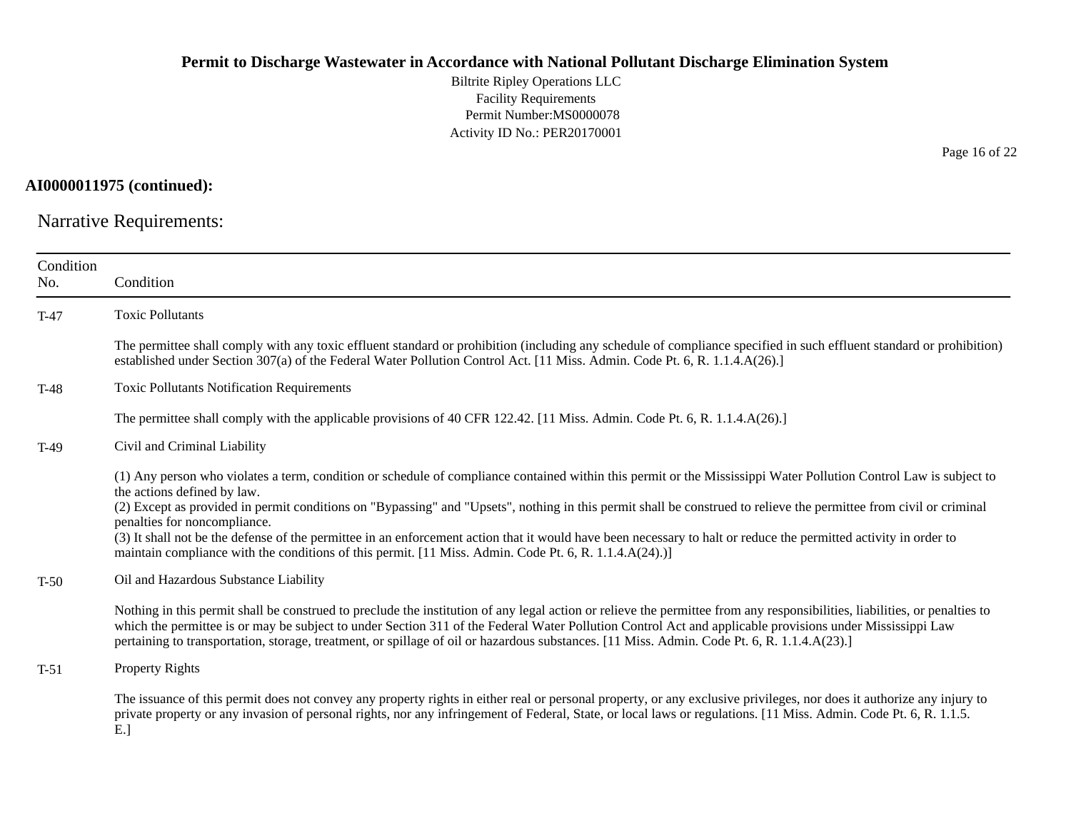**AI0000011975 (continued):**

## Narrative Requirements:

| Condition No. | Condition |
|---|---|
| T-47 | Toxic Pollutants<br><br>The permittee shall comply with any toxic effluent standard or prohibition (including any schedule of compliance specified in such effluent standard or prohibition) established under Section 307(a) of the Federal Water Pollution Control Act. [11 Miss. Admin. Code Pt. 6, R. 1.1.4.A(26).] |
| T-48 | Toxic Pollutants Notification Requirements<br><br>The permittee shall comply with the applicable provisions of 40 CFR 122.42. [11 Miss. Admin. Code Pt. 6, R. 1.1.4.A(26).] |
| T-49 | Civil and Criminal Liability<br><br>(1) Any person who violates a term, condition or schedule of compliance contained within this permit or the Mississippi Water Pollution Control Law is subject to the actions defined by law.<br>(2) Except as provided in permit conditions on "Bypassing" and "Upsets", nothing in this permit shall be construed to relieve the permittee from civil or criminal penalties for noncompliance.<br>(3) It shall not be the defense of the permittee in an enforcement action that it would have been necessary to halt or reduce the permitted activity in order to maintain compliance with the conditions of this permit. [11 Miss. Admin. Code Pt. 6, R. 1.1.4.A(24).)] |
| T-50 | Oil and Hazardous Substance Liability<br><br>Nothing in this permit shall be construed to preclude the institution of any legal action or relieve the permittee from any responsibilities, liabilities, or penalties to which the permittee is or may be subject to under Section 311 of the Federal Water Pollution Control Act and applicable provisions under Mississippi Law pertaining to transportation, storage, treatment, or spillage of oil or hazardous substances. [11 Miss. Admin. Code Pt. 6, R. 1.1.4.A(23).] |
| T-51 | Property Rights<br><br>The issuance of this permit does not convey any property rights in either real or personal property, or any exclusive privileges, nor does it authorize any injury to private property or any invasion of personal rights, nor any infringement of Federal, State, or local laws or regulations. [11 Miss. Admin. Code Pt. 6, R. 1.1.5. E.] |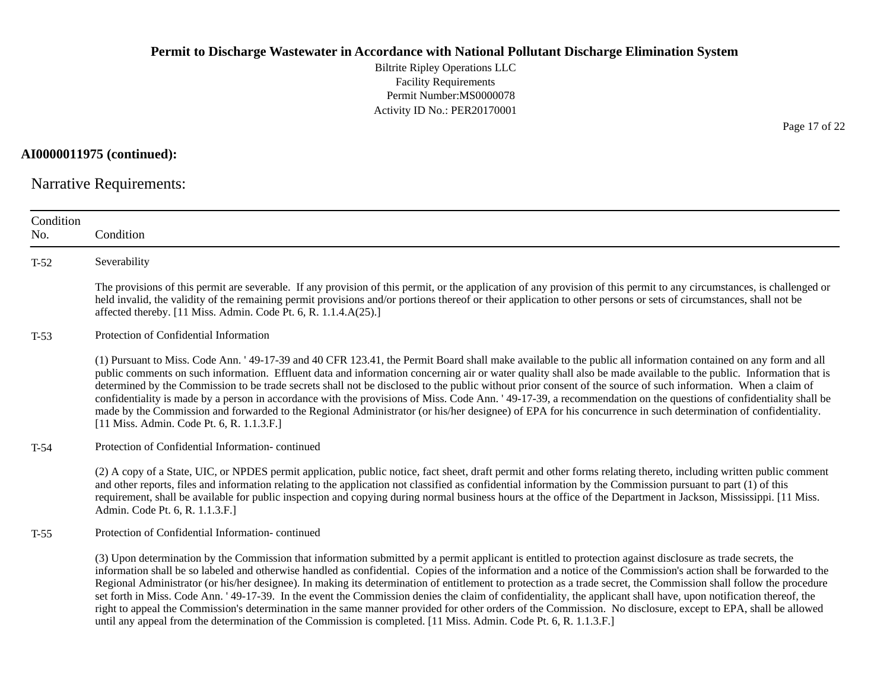**AI0000011975 (continued):**

## Narrative Requirements:

| Condition No. | Condition |
|---|---|
| T-52 | Severability<br><br>The provisions of this permit are severable. If any provision of this permit, or the application of any provision of this permit to any circumstances, is challenged or held invalid, the validity of the remaining permit provisions and/or portions thereof or their application to other persons or sets of circumstances, shall not be affected thereby. [11 Miss. Admin. Code Pt. 6, R. 1.1.4.A(25).] |
| T-53 | Protection of Confidential Information<br><br>(1) Pursuant to Miss. Code Ann. ' 49-17-39 and 40 CFR 123.41, the Permit Board shall make available to the public all information contained on any form and all public comments on such information. Effluent data and information concerning air or water quality shall also be made available to the public. Information that is determined by the Commission to be trade secrets shall not be disclosed to the public without prior consent of the source of such information. When a claim of confidentiality is made by a person in accordance with the provisions of Miss. Code Ann. ' 49-17-39, a recommendation on the questions of confidentiality shall be made by the Commission and forwarded to the Regional Administrator (or his/her designee) of EPA for his concurrence in such determination of confidentiality. [11 Miss. Admin. Code Pt. 6, R. 1.1.3.F.] |
| T-54 | Protection of Confidential Information- continued<br><br>(2) A copy of a State, UIC, or NPDES permit application, public notice, fact sheet, draft permit and other forms relating thereto, including written public comment and other reports, files and information relating to the application not classified as confidential information by the Commission pursuant to part (1) of this requirement, shall be available for public inspection and copying during normal business hours at the office of the Department in Jackson, Mississippi. [11 Miss. Admin. Code Pt. 6, R. 1.1.3.F.] |
| T-55 | Protection of Confidential Information- continued<br><br>(3) Upon determination by the Commission that information submitted by a permit applicant is entitled to protection against disclosure as trade secrets, the information shall be so labeled and otherwise handled as confidential. Copies of the information and a notice of the Commission's action shall be forwarded to the Regional Administrator (or his/her designee). In making its determination of entitlement to protection as a trade secret, the Commission shall follow the procedure set forth in Miss. Code Ann. ' 49-17-39. In the event the Commission denies the claim of confidentiality, the applicant shall have, upon notification thereof, the right to appeal the Commission's determination in the same manner provided for other orders of the Commission. No disclosure, except to EPA, shall be allowed until any appeal from the determination of the Commission is completed. [11 Miss. Admin. Code Pt. 6, R. 1.1.3.F.] |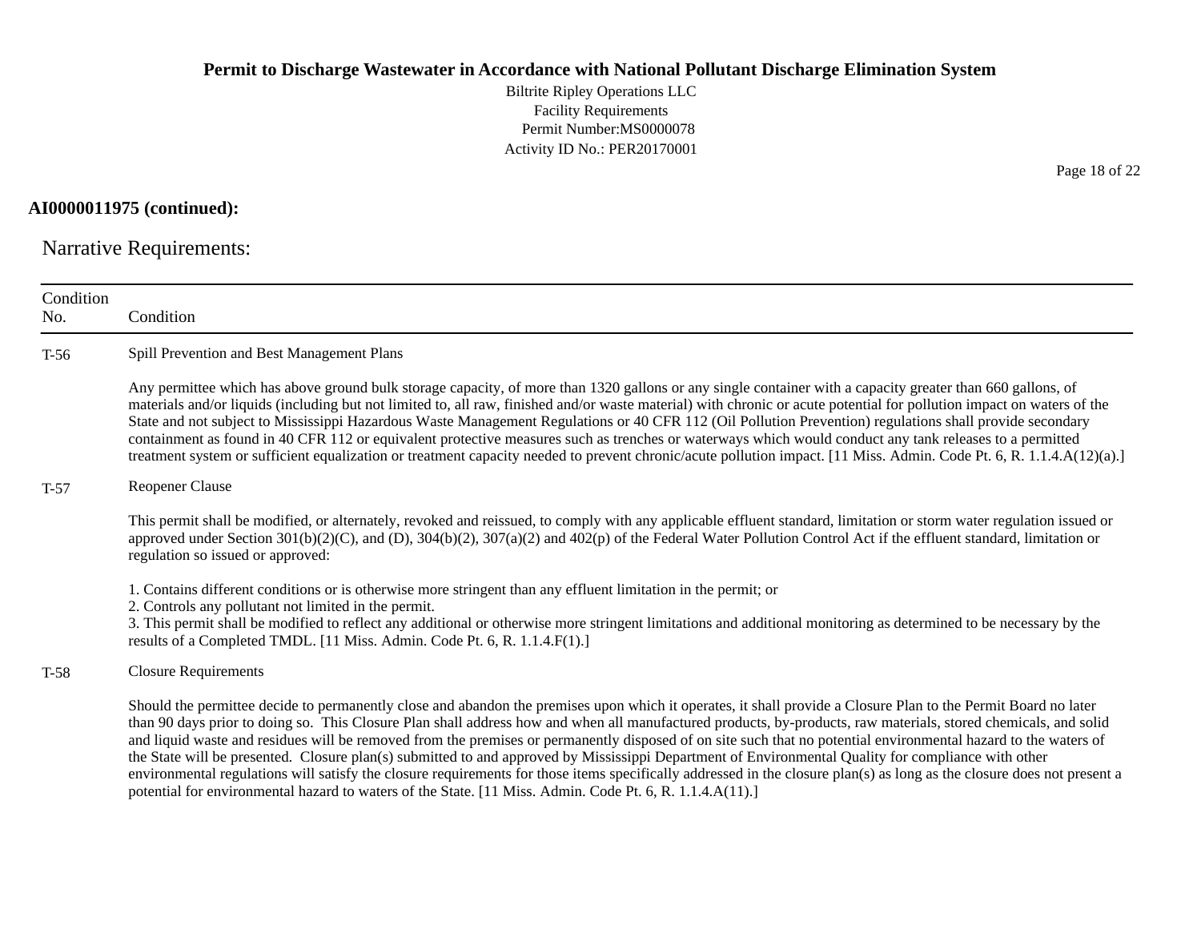**AI0000011975 (continued):**

## Narrative Requirements:

| Condition No. | Condition |
|---|---|
| T-56 | Spill Prevention and Best Management Plans<br><br>Any permittee which has above ground bulk storage capacity, of more than 1320 gallons or any single container with a capacity greater than 660 gallons, of materials and/or liquids (including but not limited to, all raw, finished and/or waste material) with chronic or acute potential for pollution impact on waters of the State and not subject to Mississippi Hazardous Waste Management Regulations or 40 CFR 112 (Oil Pollution Prevention) regulations shall provide secondary containment as found in 40 CFR 112 or equivalent protective measures such as trenches or waterways which would conduct any tank releases to a permitted treatment system or sufficient equalization or treatment capacity needed to prevent chronic/acute pollution impact. [11 Miss. Admin. Code Pt. 6, R. 1.1.4.A(12)(a).] |
| T-57 | Reopener Clause<br><br>This permit shall be modified, or alternately, revoked and reissued, to comply with any applicable effluent standard, limitation or storm water regulation issued or approved under Section 301(b)(2)(C), and (D), 304(b)(2), 307(a)(2) and 402(p) of the Federal Water Pollution Control Act if the effluent standard, limitation or regulation so issued or approved:<br><br>1. Contains different conditions or is otherwise more stringent than any effluent limitation in the permit; or<br>2. Controls any pollutant not limited in the permit.<br>3. This permit shall be modified to reflect any additional or otherwise more stringent limitations and additional monitoring as determined to be necessary by the results of a Completed TMDL. [11 Miss. Admin. Code Pt. 6, R. 1.1.4.F(1).] |
| T-58 | Closure Requirements<br><br>Should the permittee decide to permanently close and abandon the premises upon which it operates, it shall provide a Closure Plan to the Permit Board no later than 90 days prior to doing so. This Closure Plan shall address how and when all manufactured products, by-products, raw materials, stored chemicals, and solid and liquid waste and residues will be removed from the premises or permanently disposed of on site such that no potential environmental hazard to the waters of the State will be presented. Closure plan(s) submitted to and approved by Mississippi Department of Environmental Quality for compliance with other environmental regulations will satisfy the closure requirements for those items specifically addressed in the closure plan(s) as long as the closure does not present a potential for environmental hazard to waters of the State. [11 Miss. Admin. Code Pt. 6, R. 1.1.4.A(11).] |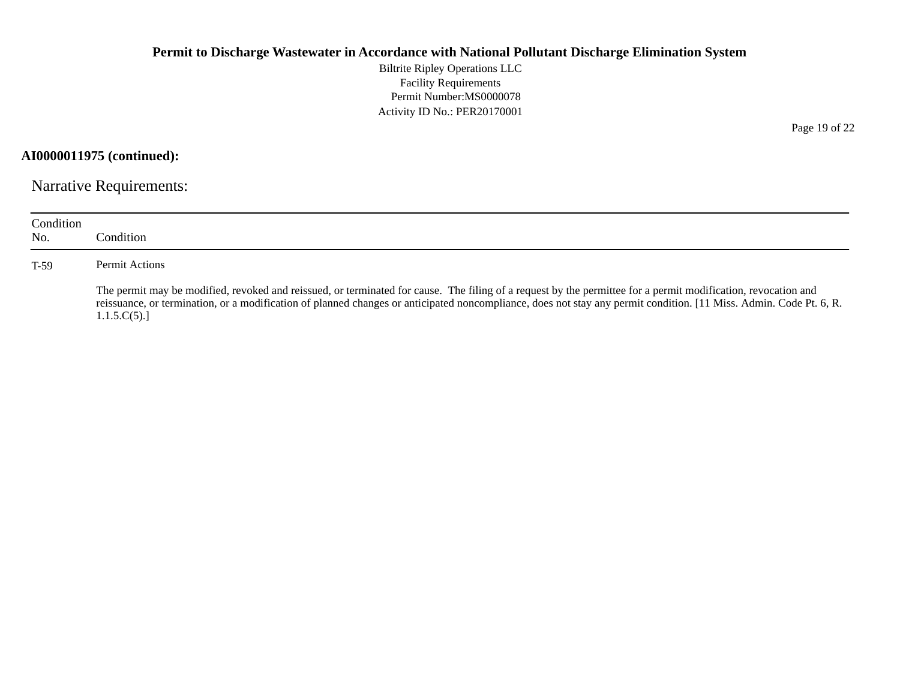**AI0000011975 (continued):**

## Narrative Requirements:

| Condition No. | Condition |
|---|---|
| T-59 | Permit Actions<br><br>The permit may be modified, revoked and reissued, or terminated for cause. The filing of a request by the permittee for a permit modification, revocation and reissuance, or termination, or a modification of planned changes or anticipated noncompliance, does not stay any permit condition. [11 Miss. Admin. Code Pt. 6, R. 1.1.5.C(5).] |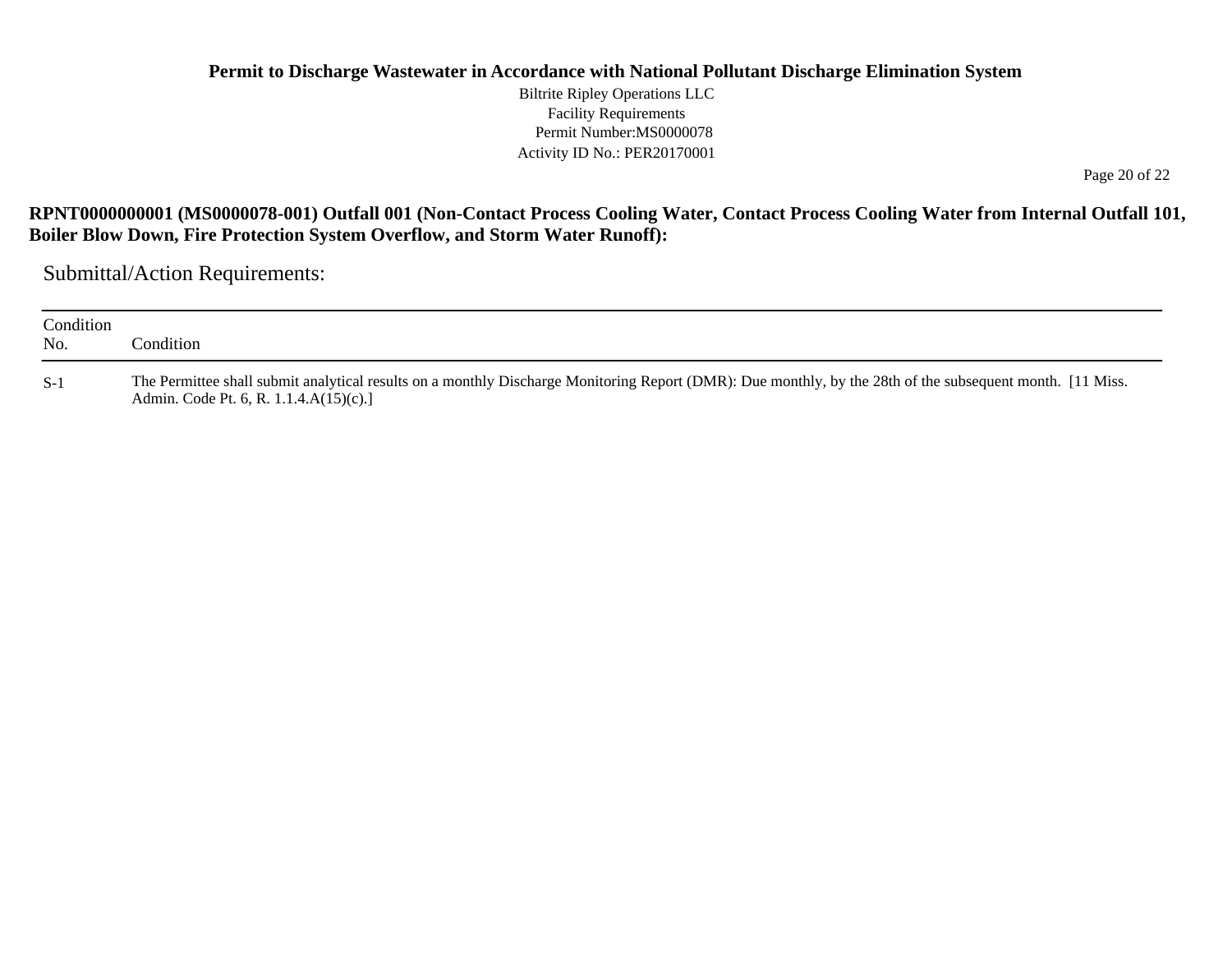**RPNT0000000001 (MS0000078-001) Outfall 001 (Non-Contact Process Cooling Water, Contact Process Cooling Water from Internal Outfall 101, Boiler Blow Down, Fire Protection System Overflow, and Storm Water Runoff):**

## Submittal/Action Requirements:

| Condition No. | Condition |
| --- | --- |
| S-1 | The Permittee shall submit analytical results on a monthly Discharge Monitoring Report (DMR): Due monthly, by the 28th of the subsequent month. [11 Miss. Admin. Code Pt. 6, R. 1.1.4.A(15)(c).] |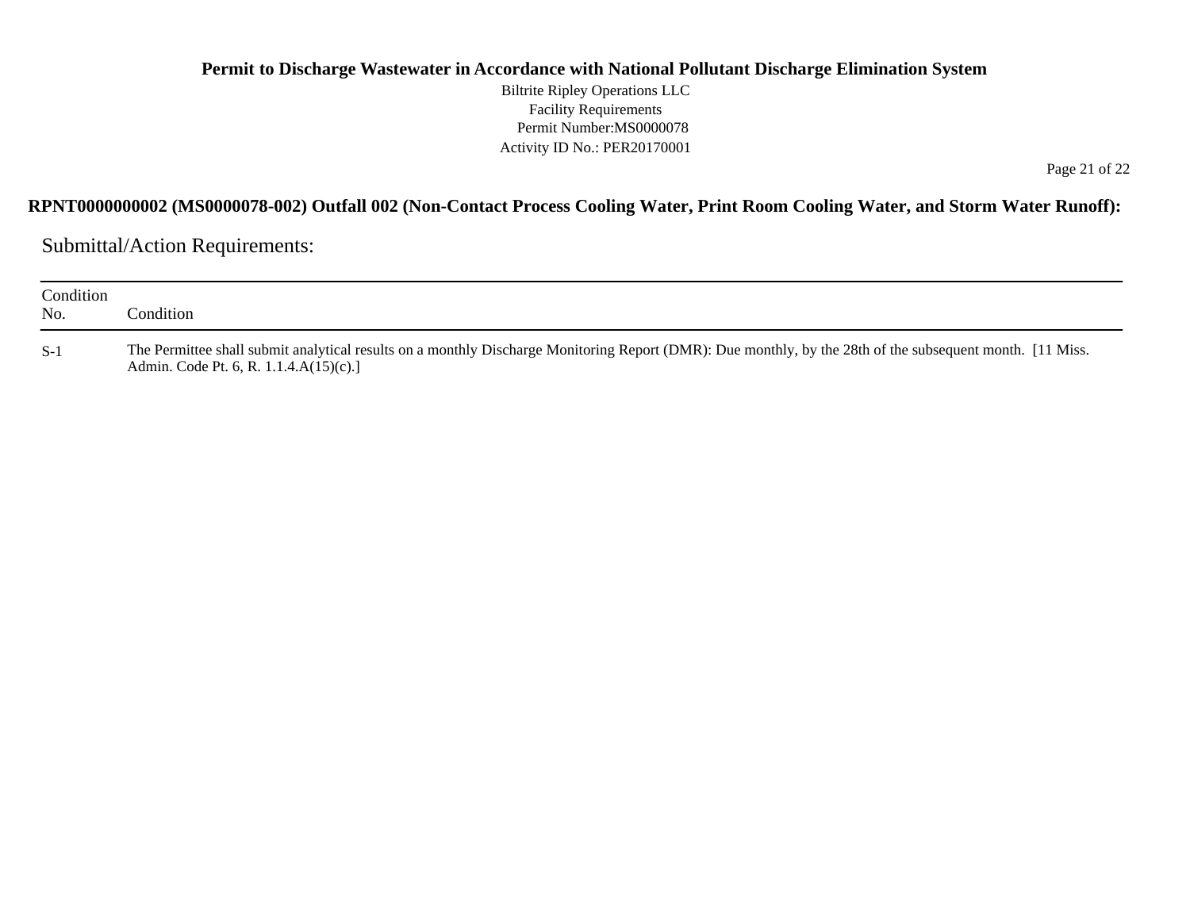## RPNT0000000002 (MS0000078-002) Outfall 002 (Non-Contact Process Cooling Water, Print Room Cooling Water, and Storm Water Runoff):

### Submittal/Action Requirements:

| Condition No. | Condition |
|---|---|
| S-1 | The Permittee shall submit analytical results on a monthly Discharge Monitoring Report (DMR): Due monthly, by the 28th of the subsequent month. [11 Miss. Admin. Code Pt. 6, R. 1.1.4.A(15)(c).] |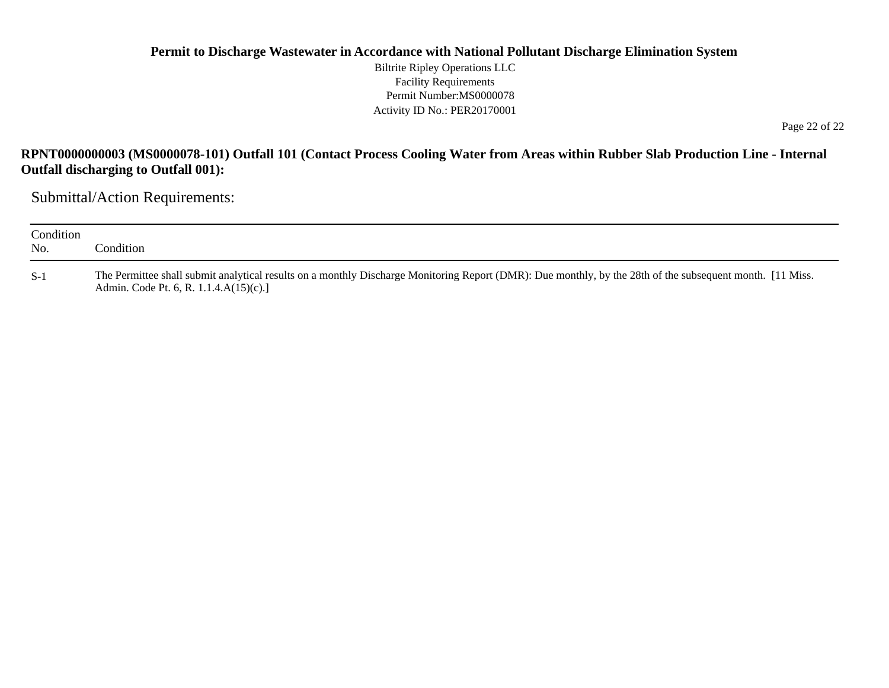**RPNT0000000003 (MS0000078-101) Outfall 101 (Contact Process Cooling Water from Areas within Rubber Slab Production Line - Internal Outfall discharging to Outfall 001):**

## Submittal/Action Requirements:

| Condition No. | Condition |
|---|---|
| S-1 | The Permittee shall submit analytical results on a monthly Discharge Monitoring Report (DMR): Due monthly, by the 28th of the subsequent month. [11 Miss. Admin. Code Pt. 6, R. 1.1.4.A(15)(c).] |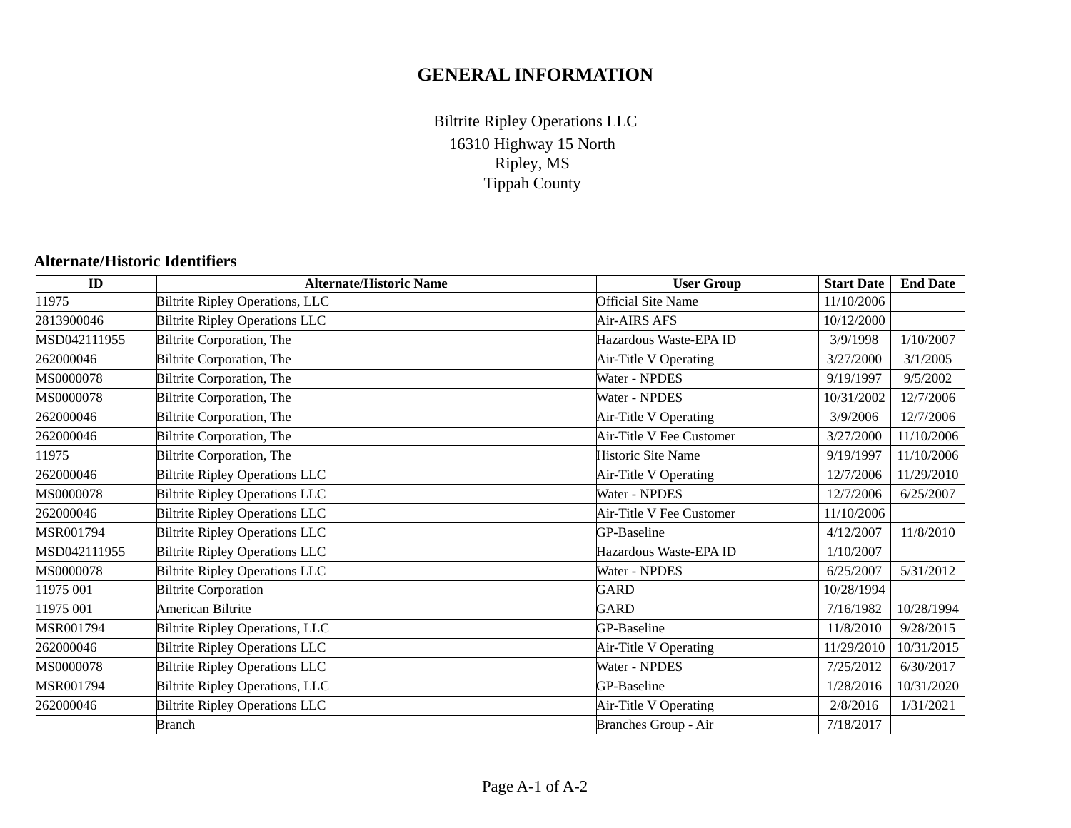# GENERAL INFORMATION

Biltrite Ripley Operations LLC
16310 Highway 15 North
Ripley, MS
Tippah County

## Alternate/Historic Identifiers

| ID | Alternate/Historic Name | User Group | Start Date | End Date |
|---|---|---|---|---|
| 11975 | Biltrite Ripley Operations, LLC | Official Site Name | 11/10/2006 | |
| 2813900046 | Biltrite Ripley Operations LLC | Air-AIRS AFS | 10/12/2000 | |
| MSD042111955 | Biltrite Corporation, The | Hazardous Waste-EPA ID | 3/9/1998 | 1/10/2007 |
| 262000046 | Biltrite Corporation, The | Air-Title V Operating | 3/27/2000 | 3/1/2005 |
| MS0000078 | Biltrite Corporation, The | Water - NPDES | 9/19/1997 | 9/5/2002 |
| MS0000078 | Biltrite Corporation, The | Water - NPDES | 10/31/2002 | 12/7/2006 |
| 262000046 | Biltrite Corporation, The | Air-Title V Operating | 3/9/2006 | 12/7/2006 |
| 262000046 | Biltrite Corporation, The | Air-Title V Fee Customer | 3/27/2000 | 11/10/2006 |
| 11975 | Biltrite Corporation, The | Historic Site Name | 9/19/1997 | 11/10/2006 |
| 262000046 | Biltrite Ripley Operations LLC | Air-Title V Operating | 12/7/2006 | 11/29/2010 |
| MS0000078 | Biltrite Ripley Operations LLC | Water - NPDES | 12/7/2006 | 6/25/2007 |
| 262000046 | Biltrite Ripley Operations LLC | Air-Title V Fee Customer | 11/10/2006 | |
| MSR001794 | Biltrite Ripley Operations LLC | GP-Baseline | 4/12/2007 | 11/8/2010 |
| MSD042111955 | Biltrite Ripley Operations LLC | Hazardous Waste-EPA ID | 1/10/2007 | |
| MS0000078 | Biltrite Ripley Operations LLC | Water - NPDES | 6/25/2007 | 5/31/2012 |
| 11975 001 | Biltrite Corporation | GARD | 10/28/1994 | |
| 11975 001 | American Biltrite | GARD | 7/16/1982 | 10/28/1994 |
| MSR001794 | Biltrite Ripley Operations, LLC | GP-Baseline | 11/8/2010 | 9/28/2015 |
| 262000046 | Biltrite Ripley Operations LLC | Air-Title V Operating | 11/29/2010 | 10/31/2015 |
| MS0000078 | Biltrite Ripley Operations LLC | Water - NPDES | 7/25/2012 | 6/30/2017 |
| MSR001794 | Biltrite Ripley Operations, LLC | GP-Baseline | 1/28/2016 | 10/31/2020 |
| 262000046 | Biltrite Ripley Operations LLC | Air-Title V Operating | 2/8/2016 | 1/31/2021 |
| | Branch | Branches Group - Air | 7/18/2017 | |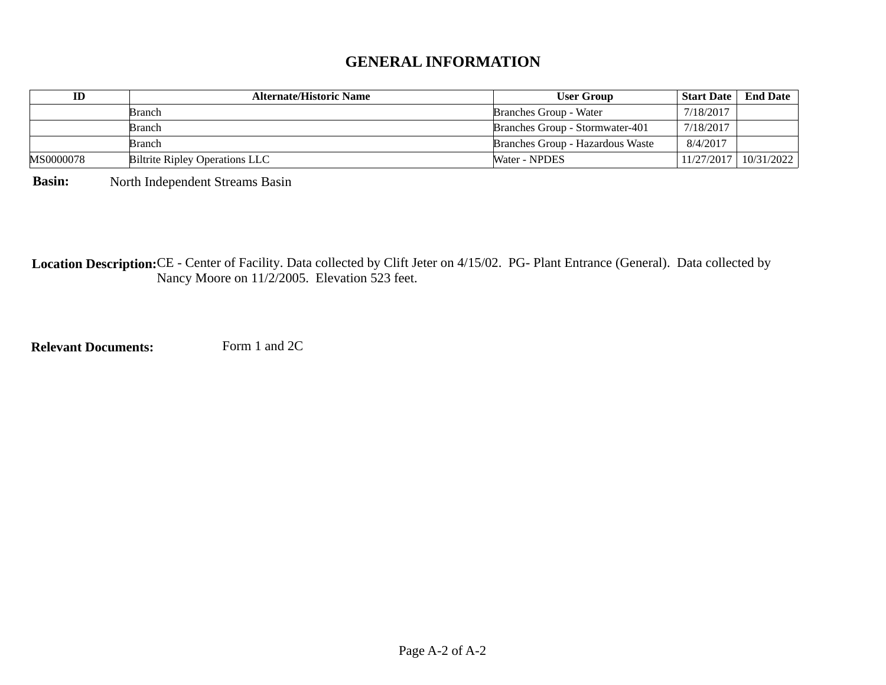# GENERAL INFORMATION

| ID | Alternate/Historic Name | User Group | Start Date | End Date |
|---|---|---|---|---|
| | Branch | Branches Group - Water | 7/18/2017 | |
| | Branch | Branches Group - Stormwater-401 | 7/18/2017 | |
| | Branch | Branches Group - Hazardous Waste | 8/4/2017 | |
| MS0000078 | Biltrite Ripley Operations LLC | Water - NPDES | 11/27/2017 | 10/31/2022 |

**Basin:** North Independent Streams Basin

**Location Description:** CE - Center of Facility. Data collected by Clift Jeter on 4/15/02. PG- Plant Entrance (General). Data collected by Nancy Moore on 11/2/2005. Elevation 523 feet.

**Relevant Documents:** Form 1 and 2C